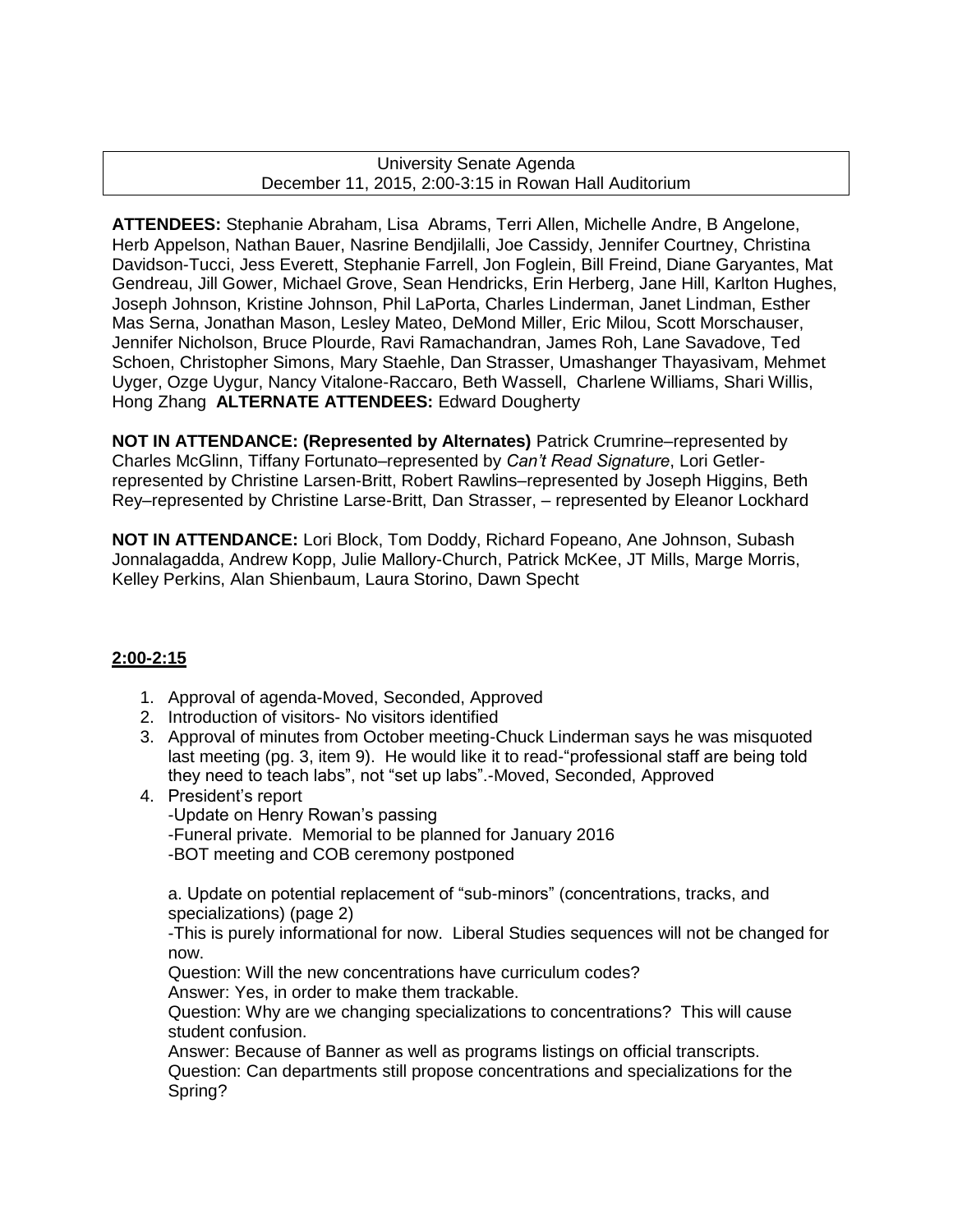University Senate Agenda
December 11, 2015, 2:00-3:15 in Rowan Hall Auditorium

**ATTENDEES:** Stephanie Abraham, Lisa Abrams, Terri Allen, Michelle Andre, B Angelone, Herb Appelson, Nathan Bauer, Nasrine Bendjilalli, Joe Cassidy, Jennifer Courtney, Christina Davidson-Tucci, Jess Everett, Stephanie Farrell, Jon Foglein, Bill Freind, Diane Garyantes, Mat Gendreau, Jill Gower, Michael Grove, Sean Hendricks, Erin Herberg, Jane Hill, Karlton Hughes, Joseph Johnson, Kristine Johnson, Phil LaPorta, Charles Linderman, Janet Lindman, Esther Mas Serna, Jonathan Mason, Lesley Mateo, DeMond Miller, Eric Milou, Scott Morschauser, Jennifer Nicholson, Bruce Plourde, Ravi Ramachandran, James Roh, Lane Savadove, Ted Schoen, Christopher Simons, Mary Staehle, Dan Strasser, Umashanger Thayasivam, Mehmet Uyger, Ozge Uygur, Nancy Vitalone-Raccaro, Beth Wassell, Charlene Williams, Shari Willis, Hong Zhang **ALTERNATE ATTENDEES:** Edward Dougherty

**NOT IN ATTENDANCE: (Represented by Alternates)** Patrick Crumrine–represented by Charles McGlinn, Tiffany Fortunato–represented by *Can't Read Signature*, Lori Getler-represented by Christine Larsen-Britt, Robert Rawlins–represented by Joseph Higgins, Beth Rey–represented by Christine Larse-Britt, Dan Strasser, – represented by Eleanor Lockhard

**NOT IN ATTENDANCE:** Lori Block, Tom Doddy, Richard Fopeano, Ane Johnson, Subash Jonnalagadda, Andrew Kopp, Julie Mallory-Church, Patrick McKee, JT Mills, Marge Morris, Kelley Perkins, Alan Shienbaum, Laura Storino, Dawn Specht

**2:00-2:15**

1. Approval of agenda-Moved, Seconded, Approved
2. Introduction of visitors- No visitors identified
3. Approval of minutes from October meeting-Chuck Linderman says he was misquoted last meeting (pg. 3, item 9). He would like it to read-"professional staff are being told they need to teach labs", not "set up labs".-Moved, Seconded, Approved
4. President's report
   -Update on Henry Rowan's passing
   -Funeral private. Memorial to be planned for January 2016
   -BOT meeting and COB ceremony postponed

   a. Update on potential replacement of "sub-minors" (concentrations, tracks, and specializations) (page 2)
   -This is purely informational for now. Liberal Studies sequences will not be changed for now.
   Question: Will the new concentrations have curriculum codes?
   Answer: Yes, in order to make them trackable.
   Question: Why are we changing specializations to concentrations? This will cause student confusion.
   Answer: Because of Banner as well as programs listings on official transcripts.
   Question: Can departments still propose concentrations and specializations for the Spring?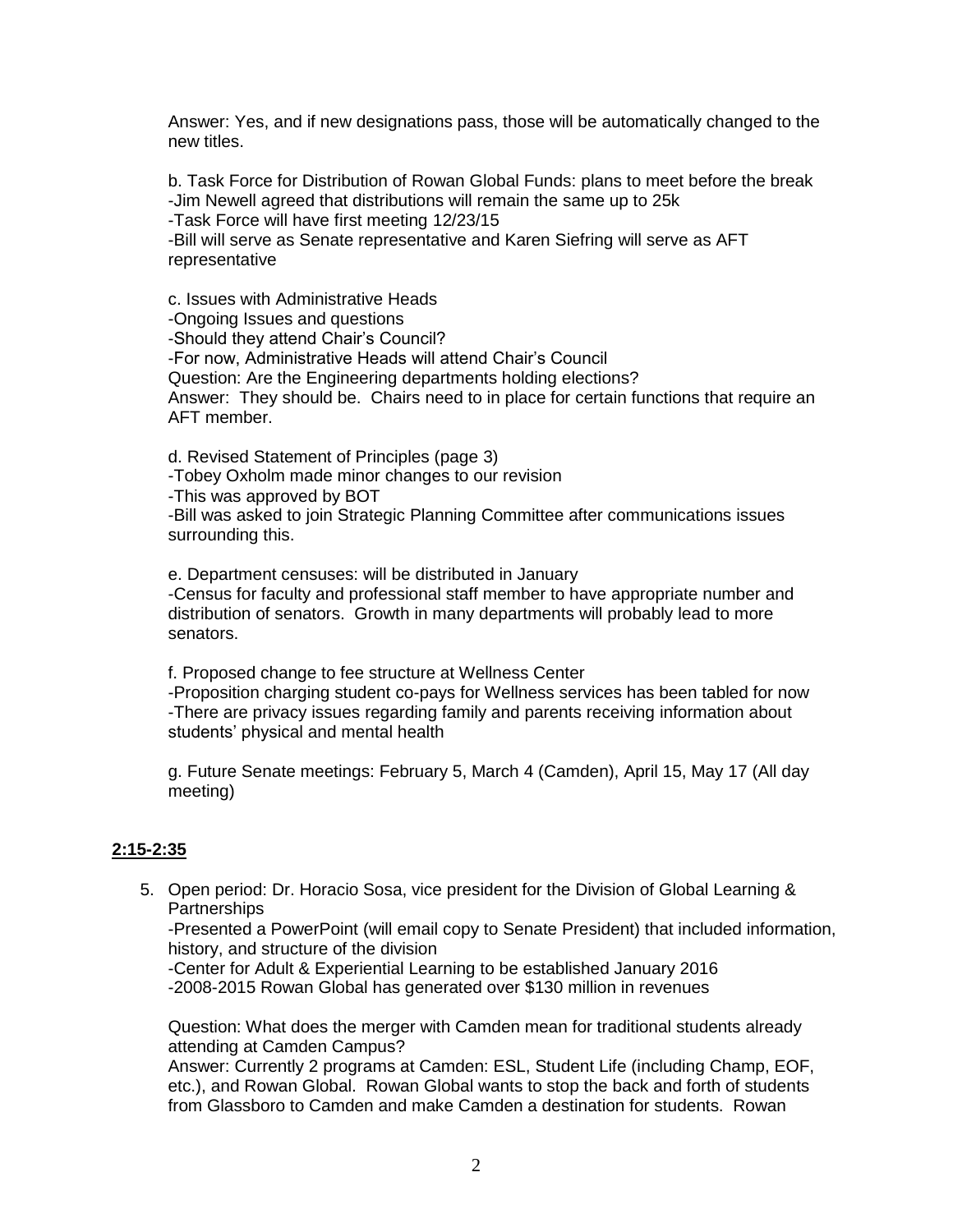Answer: Yes, and if new designations pass, those will be automatically changed to the new titles.

b. Task Force for Distribution of Rowan Global Funds: plans to meet before the break
-Jim Newell agreed that distributions will remain the same up to 25k
-Task Force will have first meeting 12/23/15
-Bill will serve as Senate representative and Karen Siefring will serve as AFT representative

c. Issues with Administrative Heads
-Ongoing Issues and questions
-Should they attend Chair's Council?
-For now, Administrative Heads will attend Chair's Council
Question: Are the Engineering departments holding elections?
Answer: They should be. Chairs need to in place for certain functions that require an AFT member.

d. Revised Statement of Principles (page 3)
-Tobey Oxholm made minor changes to our revision
-This was approved by BOT
-Bill was asked to join Strategic Planning Committee after communications issues surrounding this.

e. Department censuses: will be distributed in January
-Census for faculty and professional staff member to have appropriate number and distribution of senators. Growth in many departments will probably lead to more senators.

f. Proposed change to fee structure at Wellness Center
-Proposition charging student co-pays for Wellness services has been tabled for now
-There are privacy issues regarding family and parents receiving information about students' physical and mental health

g. Future Senate meetings: February 5, March 4 (Camden), April 15, May 17 (All day meeting)

## 2:15-2:35

5. Open period: Dr. Horacio Sosa, vice president for the Division of Global Learning & Partnerships
-Presented a PowerPoint (will email copy to Senate President) that included information, history, and structure of the division
-Center for Adult & Experiential Learning to be established January 2016
-2008-2015 Rowan Global has generated over \$130 million in revenues

Question: What does the merger with Camden mean for traditional students already attending at Camden Campus?
Answer: Currently 2 programs at Camden: ESL, Student Life (including Champ, EOF, etc.), and Rowan Global. Rowan Global wants to stop the back and forth of students from Glassboro to Camden and make Camden a destination for students. Rowan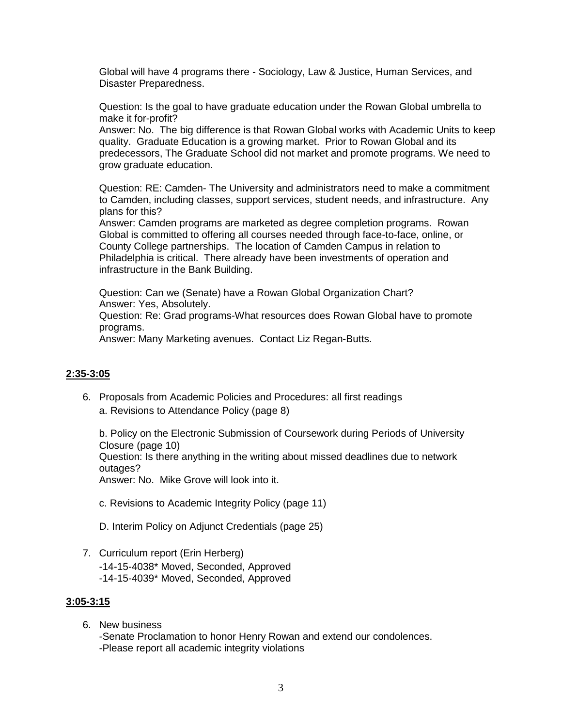Global will have 4 programs there - Sociology, Law & Justice, Human Services, and Disaster Preparedness.

Question: Is the goal to have graduate education under the Rowan Global umbrella to make it for-profit?
Answer: No. The big difference is that Rowan Global works with Academic Units to keep quality. Graduate Education is a growing market. Prior to Rowan Global and its predecessors, The Graduate School did not market and promote programs. We need to grow graduate education.

Question: RE: Camden- The University and administrators need to make a commitment to Camden, including classes, support services, student needs, and infrastructure. Any plans for this?
Answer: Camden programs are marketed as degree completion programs. Rowan Global is committed to offering all courses needed through face-to-face, online, or County College partnerships. The location of Camden Campus in relation to Philadelphia is critical. There already have been investments of operation and infrastructure in the Bank Building.

Question: Can we (Senate) have a Rowan Global Organization Chart?
Answer: Yes, Absolutely.
Question: Re: Grad programs-What resources does Rowan Global have to promote programs.
Answer: Many Marketing avenues. Contact Liz Regan-Butts.

**2:35-3:05**

6. Proposals from Academic Policies and Procedures: all first readings
   a. Revisions to Attendance Policy (page 8)

   b. Policy on the Electronic Submission of Coursework during Periods of University Closure (page 10)
   Question: Is there anything in the writing about missed deadlines due to network outages?
   Answer: No. Mike Grove will look into it.

   c. Revisions to Academic Integrity Policy (page 11)

   D. Interim Policy on Adjunct Credentials (page 25)

7. Curriculum report (Erin Herberg)
   -14-15-4038* Moved, Seconded, Approved
   -14-15-4039* Moved, Seconded, Approved

**3:05-3:15**

6. New business
   -Senate Proclamation to honor Henry Rowan and extend our condolences.
   -Please report all academic integrity violations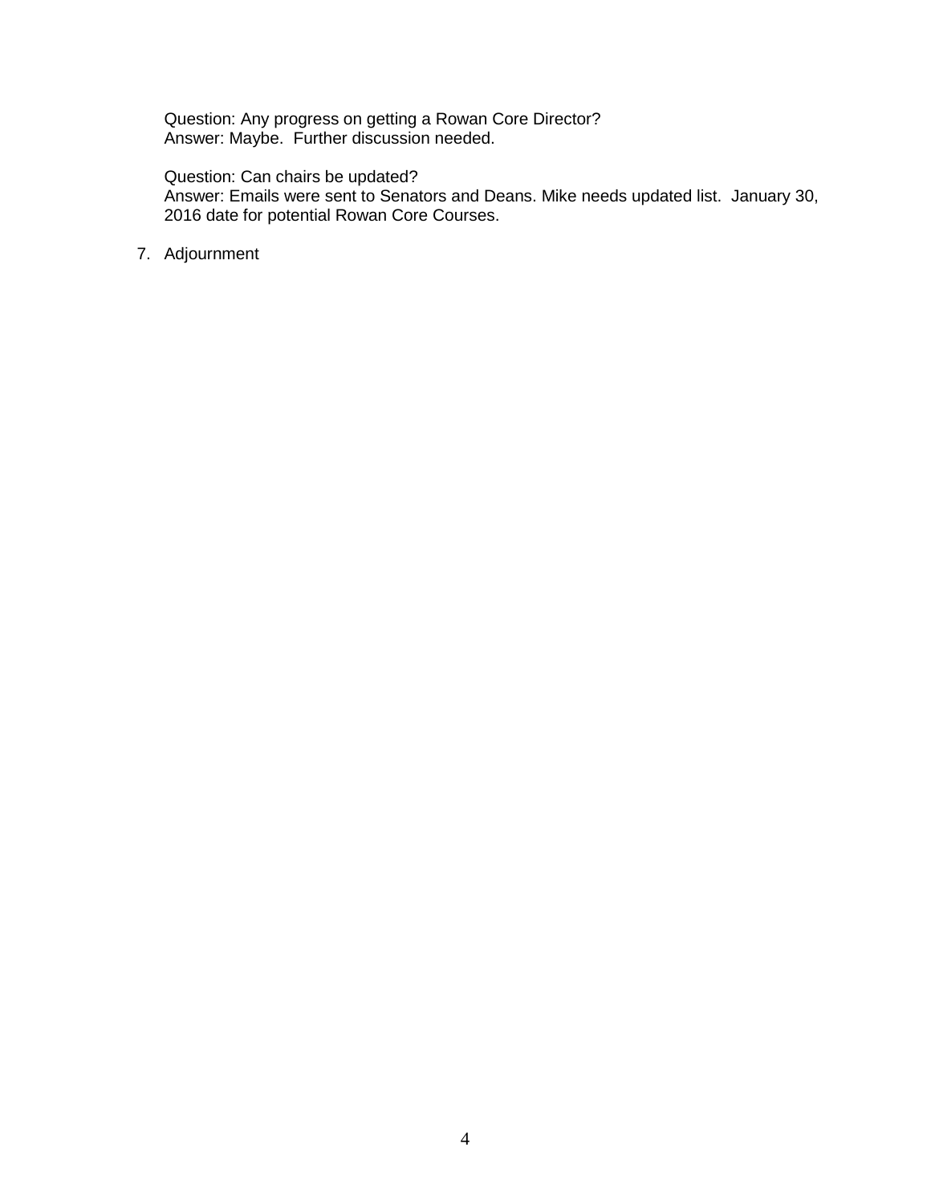Question: Any progress on getting a Rowan Core Director?
Answer: Maybe. Further discussion needed.

Question: Can chairs be updated?
Answer: Emails were sent to Senators and Deans. Mike needs updated list. January 30, 2016 date for potential Rowan Core Courses.

7. Adjournment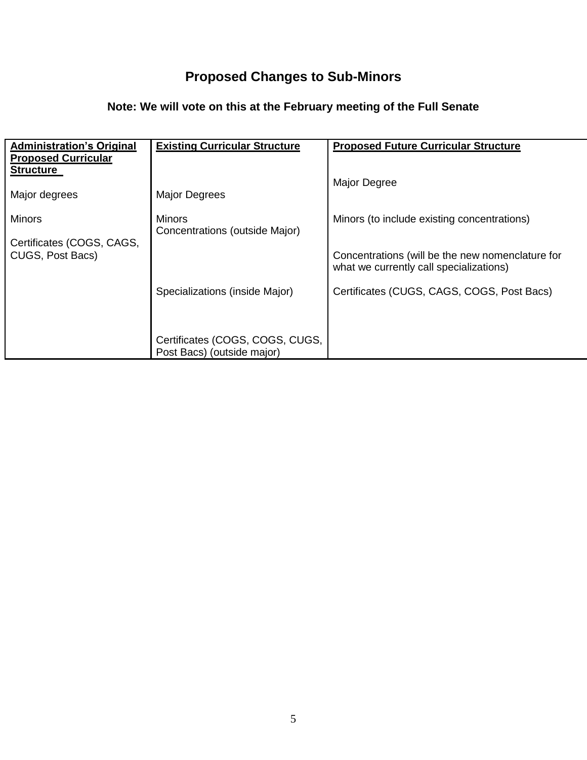# Proposed Changes to Sub-Minors

**Note: We will vote on this at the February meeting of the Full Senate**

| Administration's Original Proposed Curricular Structure | Existing Curricular Structure | Proposed Future Curricular Structure |
|---|---|---|
| | | Major Degree |
| Major degrees | Major Degrees | |
| Minors | Minors<br>Concentrations (outside Major) | Minors (to include existing concentrations) |
| Certificates (COGS, CAGS, CUGS, Post Bacs) | | Concentrations (will be the new nomenclature for what we currently call specializations) |
| | Specializations (inside Major) | Certificates (CUGS, CAGS, COGS, Post Bacs) |
| | Certificates (COGS, COGS, CUGS, Post Bacs) (outside major) | |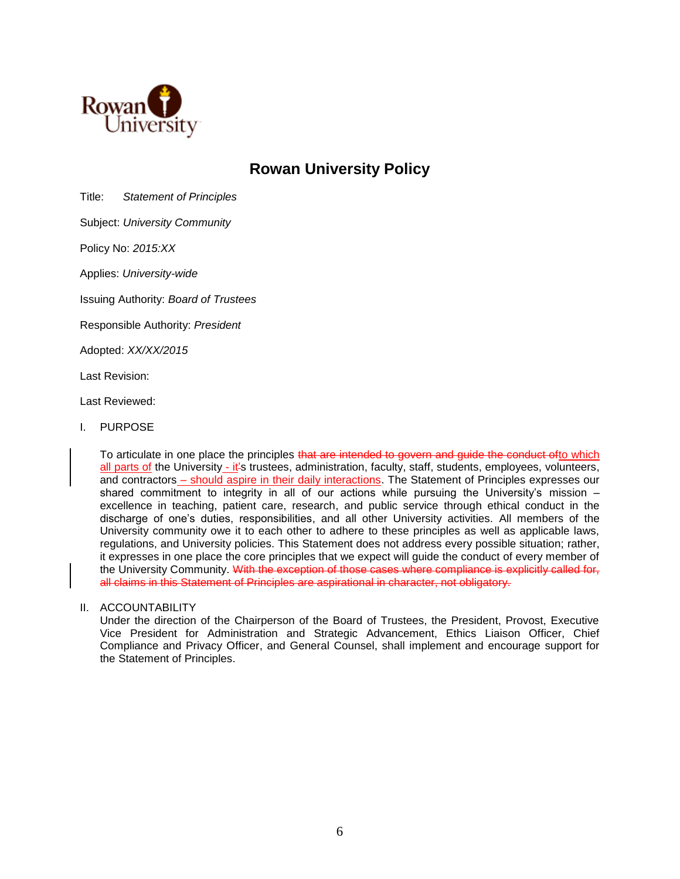# Rowan University Policy

Title: *Statement of Principles*

Subject: *University Community*

Policy No: *2015:XX*

Applies: *University-wide*

Issuing Authority: *Board of Trustees*

Responsible Authority: *President*

Adopted: *XX/XX/2015*

Last Revision:

Last Reviewed:

## I. PURPOSE

To articulate in one place the principles ~~that are intended to govern and guide the conduct of~~to which all parts of the University - it's trustees, administration, faculty, staff, students, employees, volunteers, and contractors – should aspire in their daily interactions. The Statement of Principles expresses our shared commitment to integrity in all of our actions while pursuing the University's mission – excellence in teaching, patient care, research, and public service through ethical conduct in the discharge of one's duties, responsibilities, and all other University activities. All members of the University community owe it to each other to adhere to these principles as well as applicable laws, regulations, and University policies. This Statement does not address every possible situation; rather, it expresses in one place the core principles that we expect will guide the conduct of every member of the University Community. ~~With the exception of those cases where compliance is explicitly called for, all claims in this Statement of Principles are aspirational in character, not obligatory.~~

## II. ACCOUNTABILITY

Under the direction of the Chairperson of the Board of Trustees, the President, Provost, Executive Vice President for Administration and Strategic Advancement, Ethics Liaison Officer, Chief Compliance and Privacy Officer, and General Counsel, shall implement and encourage support for the Statement of Principles.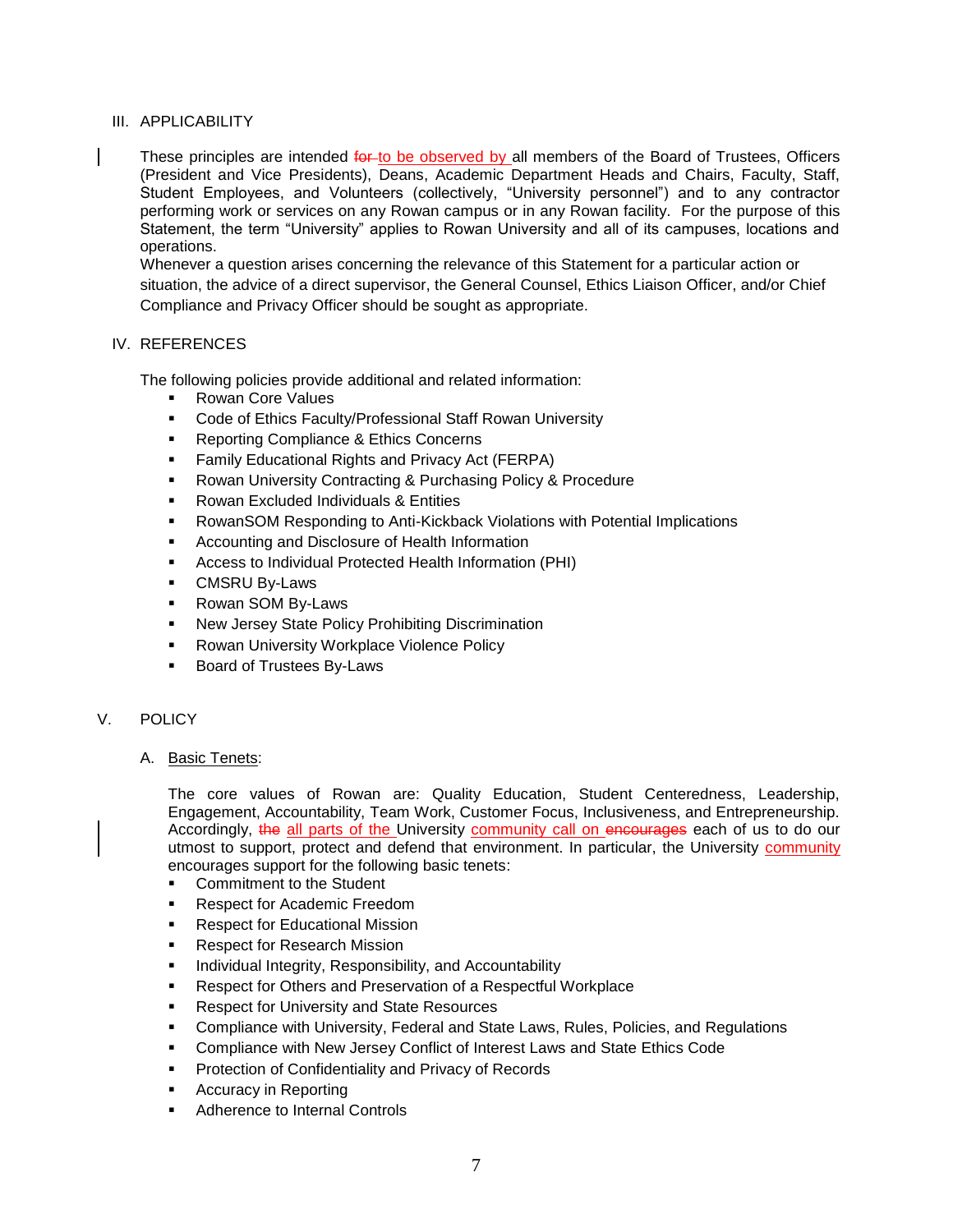### III. APPLICABILITY

These principles are intended ~~for~~ to be observed by all members of the Board of Trustees, Officers (President and Vice Presidents), Deans, Academic Department Heads and Chairs, Faculty, Staff, Student Employees, and Volunteers (collectively, "University personnel") and to any contractor performing work or services on any Rowan campus or in any Rowan facility. For the purpose of this Statement, the term "University" applies to Rowan University and all of its campuses, locations and operations.

Whenever a question arises concerning the relevance of this Statement for a particular action or situation, the advice of a direct supervisor, the General Counsel, Ethics Liaison Officer, and/or Chief Compliance and Privacy Officer should be sought as appropriate.

### IV. REFERENCES

The following policies provide additional and related information:

- Rowan Core Values
- Code of Ethics Faculty/Professional Staff Rowan University
- Reporting Compliance & Ethics Concerns
- Family Educational Rights and Privacy Act (FERPA)
- Rowan University Contracting & Purchasing Policy & Procedure
- Rowan Excluded Individuals & Entities
- RowanSOM Responding to Anti-Kickback Violations with Potential Implications
- Accounting and Disclosure of Health Information
- Access to Individual Protected Health Information (PHI)
- CMSRU By-Laws
- Rowan SOM By-Laws
- New Jersey State Policy Prohibiting Discrimination
- Rowan University Workplace Violence Policy
- Board of Trustees By-Laws

### V. POLICY

A. Basic Tenets:

The core values of Rowan are: Quality Education, Student Centeredness, Leadership, Engagement, Accountability, Team Work, Customer Focus, Inclusiveness, and Entrepreneurship. Accordingly, ~~the~~ all parts of the University community call on ~~encourages~~ each of us to do our utmost to support, protect and defend that environment. In particular, the University community encourages support for the following basic tenets:

- Commitment to the Student
- Respect for Academic Freedom
- Respect for Educational Mission
- Respect for Research Mission
- Individual Integrity, Responsibility, and Accountability
- Respect for Others and Preservation of a Respectful Workplace
- Respect for University and State Resources
- Compliance with University, Federal and State Laws, Rules, Policies, and Regulations
- Compliance with New Jersey Conflict of Interest Laws and State Ethics Code
- Protection of Confidentiality and Privacy of Records
- Accuracy in Reporting
- Adherence to Internal Controls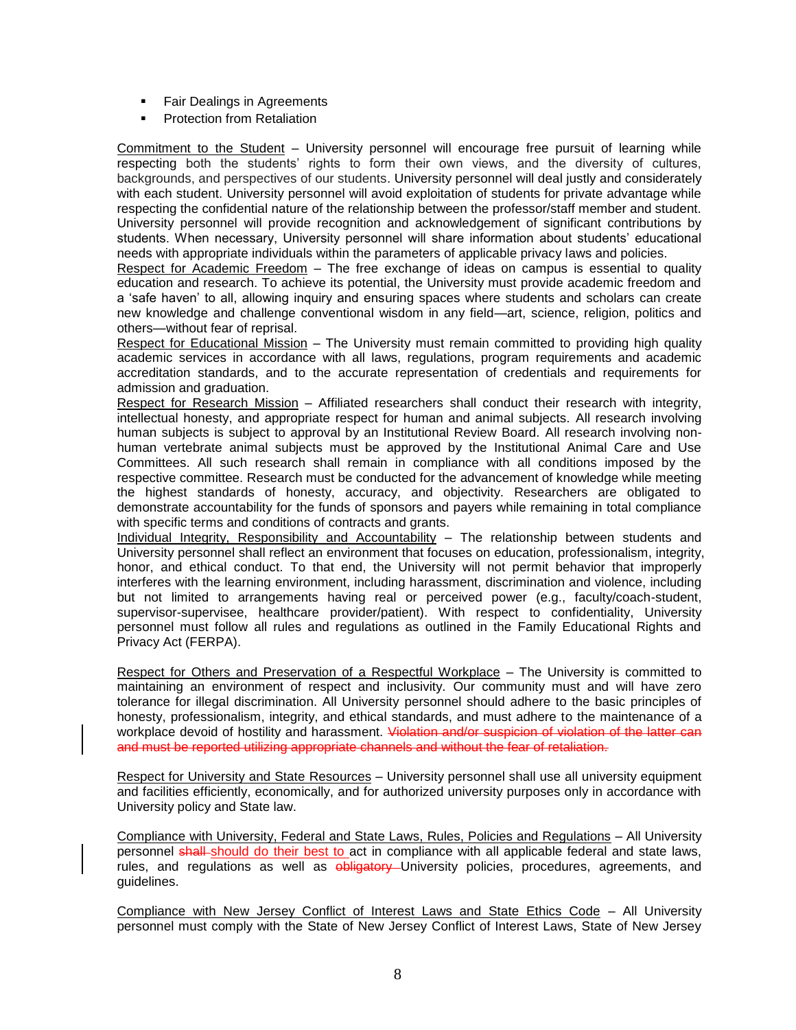- Fair Dealings in Agreements
- Protection from Retaliation

<u>Commitment to the Student</u> – University personnel will encourage free pursuit of learning while respecting both the students' rights to form their own views, and the diversity of cultures, backgrounds, and perspectives of our students. University personnel will deal justly and considerately with each student. University personnel will avoid exploitation of students for private advantage while respecting the confidential nature of the relationship between the professor/staff member and student. University personnel will provide recognition and acknowledgement of significant contributions by students. When necessary, University personnel will share information about students' educational needs with appropriate individuals within the parameters of applicable privacy laws and policies.

<u>Respect for Academic Freedom</u> – The free exchange of ideas on campus is essential to quality education and research. To achieve its potential, the University must provide academic freedom and a 'safe haven' to all, allowing inquiry and ensuring spaces where students and scholars can create new knowledge and challenge conventional wisdom in any field—art, science, religion, politics and others—without fear of reprisal.

<u>Respect for Educational Mission</u> – The University must remain committed to providing high quality academic services in accordance with all laws, regulations, program requirements and academic accreditation standards, and to the accurate representation of credentials and requirements for admission and graduation.

<u>Respect for Research Mission</u> – Affiliated researchers shall conduct their research with integrity, intellectual honesty, and appropriate respect for human and animal subjects. All research involving human subjects is subject to approval by an Institutional Review Board. All research involving non-human vertebrate animal subjects must be approved by the Institutional Animal Care and Use Committees. All such research shall remain in compliance with all conditions imposed by the respective committee. Research must be conducted for the advancement of knowledge while meeting the highest standards of honesty, accuracy, and objectivity. Researchers are obligated to demonstrate accountability for the funds of sponsors and payers while remaining in total compliance with specific terms and conditions of contracts and grants.

<u>Individual Integrity, Responsibility and Accountability</u> – The relationship between students and University personnel shall reflect an environment that focuses on education, professionalism, integrity, honor, and ethical conduct. To that end, the University will not permit behavior that improperly interferes with the learning environment, including harassment, discrimination and violence, including but not limited to arrangements having real or perceived power (e.g., faculty/coach-student, supervisor-supervisee, healthcare provider/patient). With respect to confidentiality, University personnel must follow all rules and regulations as outlined in the Family Educational Rights and Privacy Act (FERPA).

<u>Respect for Others and Preservation of a Respectful Workplace</u> – The University is committed to maintaining an environment of respect and inclusivity. Our community must and will have zero tolerance for illegal discrimination. All University personnel should adhere to the basic principles of honesty, professionalism, integrity, and ethical standards, and must adhere to the maintenance of a workplace devoid of hostility and harassment. ~~Violation and/or suspicion of violation of the latter can and must be reported utilizing appropriate channels and without the fear of retaliation.~~

<u>Respect for University and State Resources</u> – University personnel shall use all university equipment and facilities efficiently, economically, and for authorized university purposes only in accordance with University policy and State law.

<u>Compliance with University, Federal and State Laws, Rules, Policies and Regulations</u> – All University personnel ~~shall~~ <u>should do their best to</u> act in compliance with all applicable federal and state laws, rules, and regulations as well as ~~obligatory~~ University policies, procedures, agreements, and guidelines.

<u>Compliance with New Jersey Conflict of Interest Laws and State Ethics Code</u> – All University personnel must comply with the State of New Jersey Conflict of Interest Laws, State of New Jersey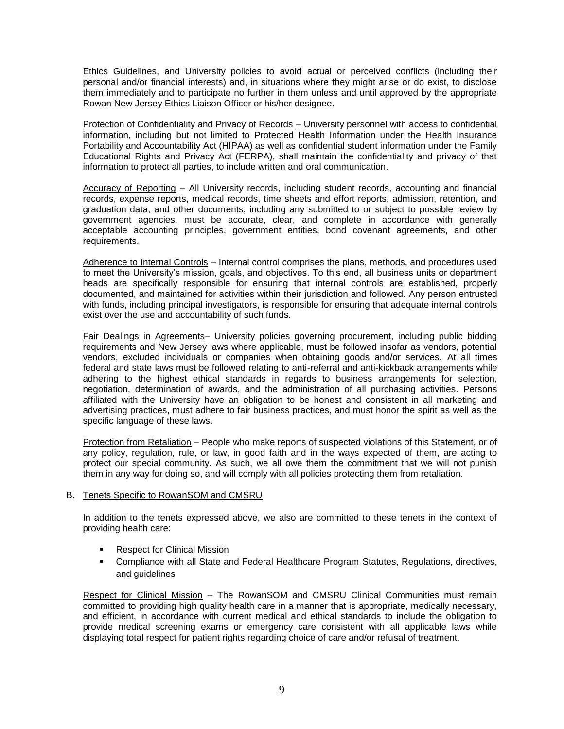Ethics Guidelines, and University policies to avoid actual or perceived conflicts (including their personal and/or financial interests) and, in situations where they might arise or do exist, to disclose them immediately and to participate no further in them unless and until approved by the appropriate Rowan New Jersey Ethics Liaison Officer or his/her designee.

Protection of Confidentiality and Privacy of Records – University personnel with access to confidential information, including but not limited to Protected Health Information under the Health Insurance Portability and Accountability Act (HIPAA) as well as confidential student information under the Family Educational Rights and Privacy Act (FERPA), shall maintain the confidentiality and privacy of that information to protect all parties, to include written and oral communication.

Accuracy of Reporting – All University records, including student records, accounting and financial records, expense reports, medical records, time sheets and effort reports, admission, retention, and graduation data, and other documents, including any submitted to or subject to possible review by government agencies, must be accurate, clear, and complete in accordance with generally acceptable accounting principles, government entities, bond covenant agreements, and other requirements.

Adherence to Internal Controls – Internal control comprises the plans, methods, and procedures used to meet the University's mission, goals, and objectives. To this end, all business units or department heads are specifically responsible for ensuring that internal controls are established, properly documented, and maintained for activities within their jurisdiction and followed. Any person entrusted with funds, including principal investigators, is responsible for ensuring that adequate internal controls exist over the use and accountability of such funds.

Fair Dealings in Agreements– University policies governing procurement, including public bidding requirements and New Jersey laws where applicable, must be followed insofar as vendors, potential vendors, excluded individuals or companies when obtaining goods and/or services. At all times federal and state laws must be followed relating to anti-referral and anti-kickback arrangements while adhering to the highest ethical standards in regards to business arrangements for selection, negotiation, determination of awards, and the administration of all purchasing activities. Persons affiliated with the University have an obligation to be honest and consistent in all marketing and advertising practices, must adhere to fair business practices, and must honor the spirit as well as the specific language of these laws.

Protection from Retaliation – People who make reports of suspected violations of this Statement, or of any policy, regulation, rule, or law, in good faith and in the ways expected of them, are acting to protect our special community. As such, we all owe them the commitment that we will not punish them in any way for doing so, and will comply with all policies protecting them from retaliation.

B. Tenets Specific to RowanSOM and CMSRU

In addition to the tenets expressed above, we also are committed to these tenets in the context of providing health care:

- Respect for Clinical Mission
- Compliance with all State and Federal Healthcare Program Statutes, Regulations, directives, and guidelines

Respect for Clinical Mission – The RowanSOM and CMSRU Clinical Communities must remain committed to providing high quality health care in a manner that is appropriate, medically necessary, and efficient, in accordance with current medical and ethical standards to include the obligation to provide medical screening exams or emergency care consistent with all applicable laws while displaying total respect for patient rights regarding choice of care and/or refusal of treatment.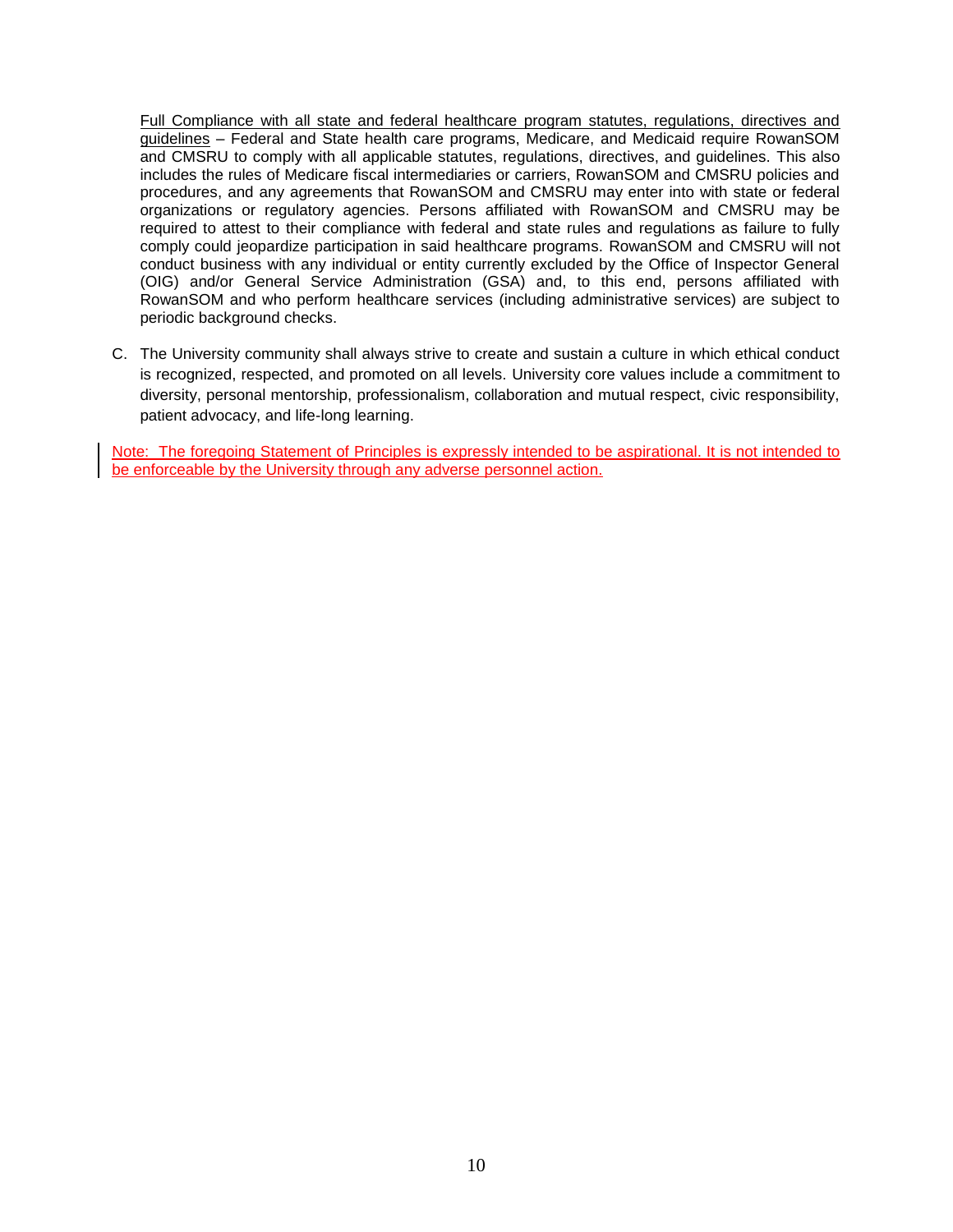<u>Full Compliance with all state and federal healthcare program statutes, regulations, directives and guidelines</u> – Federal and State health care programs, Medicare, and Medicaid require RowanSOM and CMSRU to comply with all applicable statutes, regulations, directives, and guidelines. This also includes the rules of Medicare fiscal intermediaries or carriers, RowanSOM and CMSRU policies and procedures, and any agreements that RowanSOM and CMSRU may enter into with state or federal organizations or regulatory agencies. Persons affiliated with RowanSOM and CMSRU may be required to attest to their compliance with federal and state rules and regulations as failure to fully comply could jeopardize participation in said healthcare programs. RowanSOM and CMSRU will not conduct business with any individual or entity currently excluded by the Office of Inspector General (OIG) and/or General Service Administration (GSA) and, to this end, persons affiliated with RowanSOM and who perform healthcare services (including administrative services) are subject to periodic background checks.

C. The University community shall always strive to create and sustain a culture in which ethical conduct is recognized, respected, and promoted on all levels. University core values include a commitment to diversity, personal mentorship, professionalism, collaboration and mutual respect, civic responsibility, patient advocacy, and life-long learning.

<u>Note: The foregoing Statement of Principles is expressly intended to be aspirational. It is not intended to be enforceable by the University through any adverse personnel action.</u>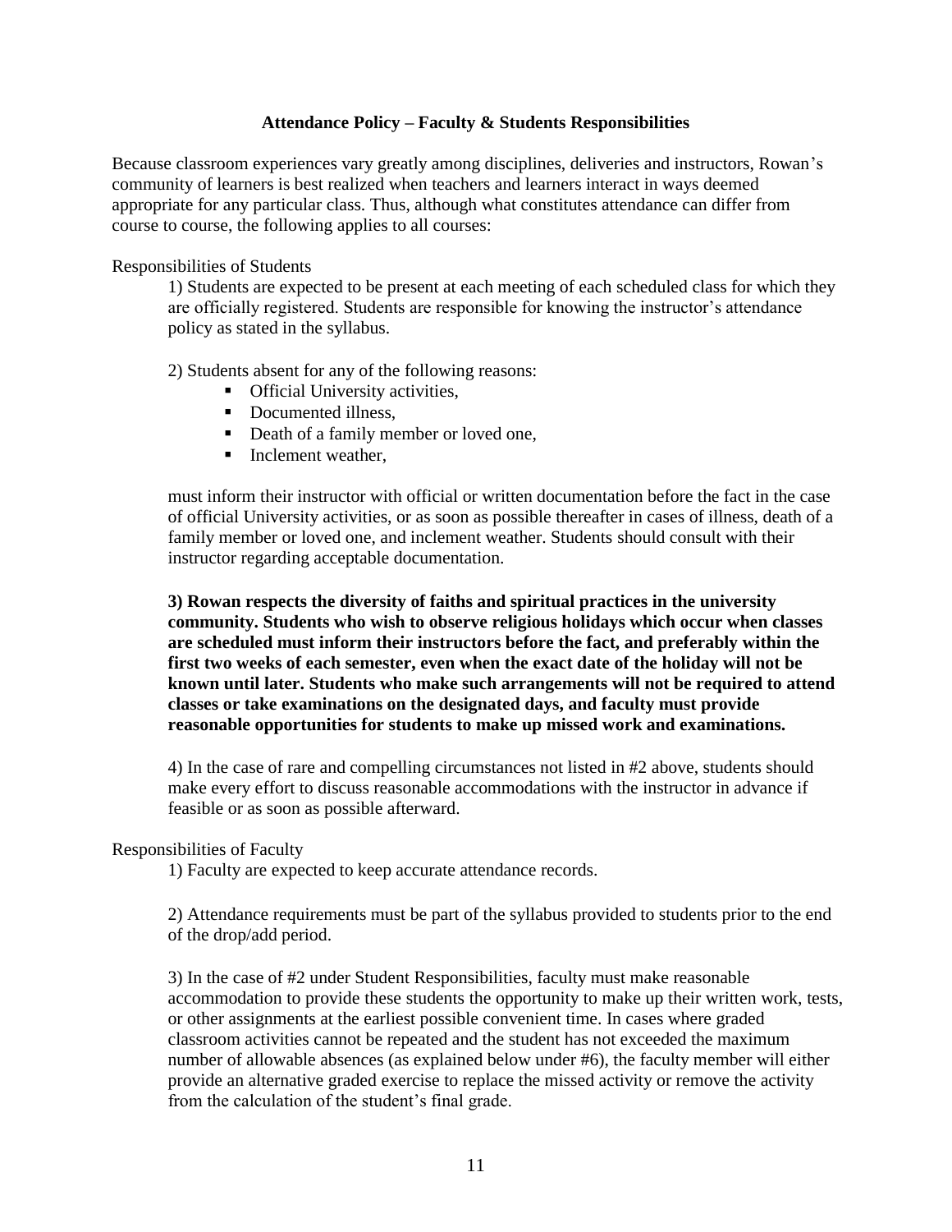## Attendance Policy – Faculty & Students Responsibilities

Because classroom experiences vary greatly among disciplines, deliveries and instructors, Rowan's community of learners is best realized when teachers and learners interact in ways deemed appropriate for any particular class. Thus, although what constitutes attendance can differ from course to course, the following applies to all courses:

Responsibilities of Students

1) Students are expected to be present at each meeting of each scheduled class for which they are officially registered. Students are responsible for knowing the instructor's attendance policy as stated in the syllabus.

2) Students absent for any of the following reasons:

- Official University activities,
- Documented illness,
- Death of a family member or loved one,
- Inclement weather,

must inform their instructor with official or written documentation before the fact in the case of official University activities, or as soon as possible thereafter in cases of illness, death of a family member or loved one, and inclement weather. Students should consult with their instructor regarding acceptable documentation.

**3) Rowan respects the diversity of faiths and spiritual practices in the university community. Students who wish to observe religious holidays which occur when classes are scheduled must inform their instructors before the fact, and preferably within the first two weeks of each semester, even when the exact date of the holiday will not be known until later. Students who make such arrangements will not be required to attend classes or take examinations on the designated days, and faculty must provide reasonable opportunities for students to make up missed work and examinations.**

4) In the case of rare and compelling circumstances not listed in #2 above, students should make every effort to discuss reasonable accommodations with the instructor in advance if feasible or as soon as possible afterward.

Responsibilities of Faculty

1) Faculty are expected to keep accurate attendance records.

2) Attendance requirements must be part of the syllabus provided to students prior to the end of the drop/add period.

3) In the case of #2 under Student Responsibilities, faculty must make reasonable accommodation to provide these students the opportunity to make up their written work, tests, or other assignments at the earliest possible convenient time. In cases where graded classroom activities cannot be repeated and the student has not exceeded the maximum number of allowable absences (as explained below under #6), the faculty member will either provide an alternative graded exercise to replace the missed activity or remove the activity from the calculation of the student's final grade.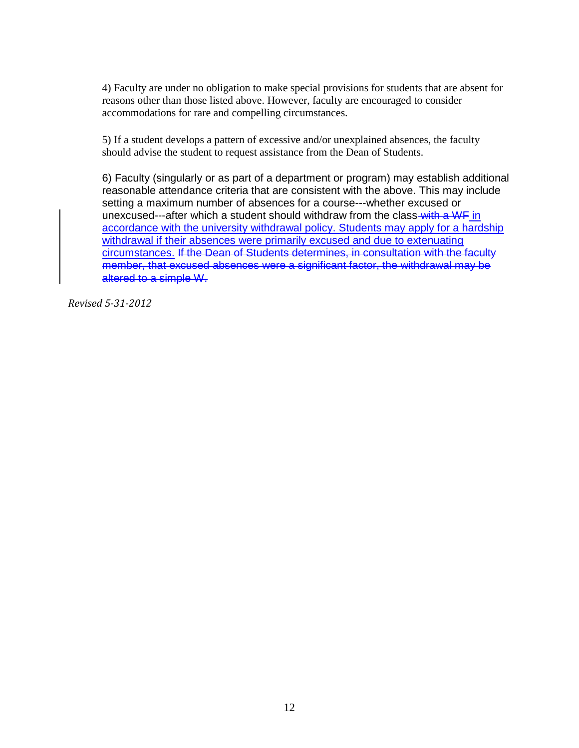4) Faculty are under no obligation to make special provisions for students that are absent for reasons other than those listed above. However, faculty are encouraged to consider accommodations for rare and compelling circumstances.

5) If a student develops a pattern of excessive and/or unexplained absences, the faculty should advise the student to request assistance from the Dean of Students.

6) Faculty (singularly or as part of a department or program) may establish additional reasonable attendance criteria that are consistent with the above. This may include setting a maximum number of absences for a course---whether excused or unexcused---after which a student should withdraw from the class ~~with a WF~~ in accordance with the university withdrawal policy. Students may apply for a hardship withdrawal if their absences were primarily excused and due to extenuating circumstances. ~~If the Dean of Students determines, in consultation with the faculty member, that excused absences were a significant factor, the withdrawal may be altered to a simple W.~~

*Revised 5-31-2012*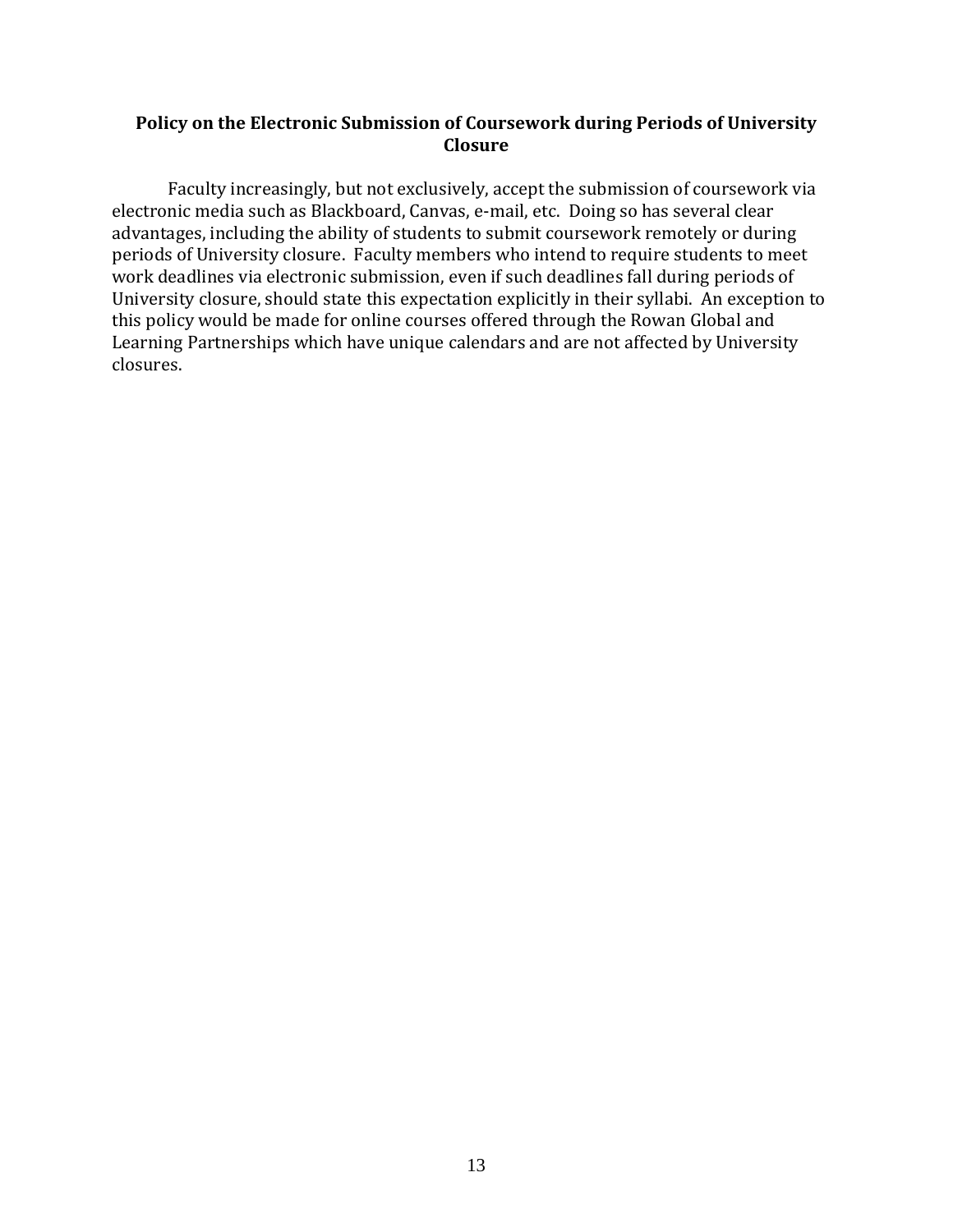## Policy on the Electronic Submission of Coursework during Periods of University Closure

Faculty increasingly, but not exclusively, accept the submission of coursework via electronic media such as Blackboard, Canvas, e-mail, etc. Doing so has several clear advantages, including the ability of students to submit coursework remotely or during periods of University closure. Faculty members who intend to require students to meet work deadlines via electronic submission, even if such deadlines fall during periods of University closure, should state this expectation explicitly in their syllabi. An exception to this policy would be made for online courses offered through the Rowan Global and Learning Partnerships which have unique calendars and are not affected by University closures.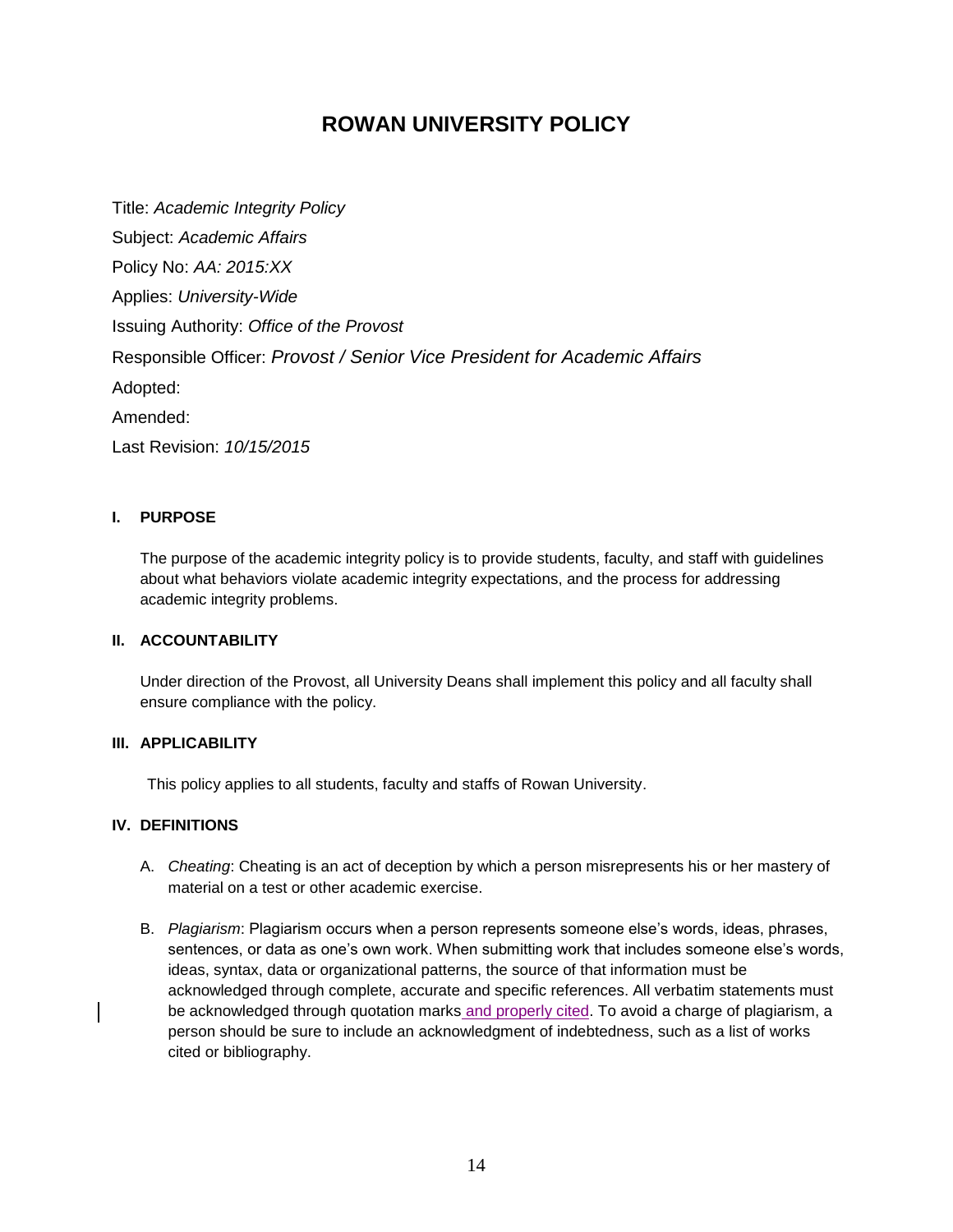# ROWAN UNIVERSITY POLICY

Title: *Academic Integrity Policy*

Subject: *Academic Affairs*

Policy No: *AA: 2015:XX*

Applies: *University-Wide*

Issuing Authority: *Office of the Provost*

Responsible Officer: *Provost / Senior Vice President for Academic Affairs*

Adopted:

Amended:

Last Revision: *10/15/2015*

## I. PURPOSE

The purpose of the academic integrity policy is to provide students, faculty, and staff with guidelines about what behaviors violate academic integrity expectations, and the process for addressing academic integrity problems.

## II. ACCOUNTABILITY

Under direction of the Provost, all University Deans shall implement this policy and all faculty shall ensure compliance with the policy.

## III. APPLICABILITY

This policy applies to all students, faculty and staffs of Rowan University.

## IV. DEFINITIONS

A. *Cheating*: Cheating is an act of deception by which a person misrepresents his or her mastery of material on a test or other academic exercise.

B. *Plagiarism*: Plagiarism occurs when a person represents someone else's words, ideas, phrases, sentences, or data as one's own work. When submitting work that includes someone else's words, ideas, syntax, data or organizational patterns, the source of that information must be acknowledged through complete, accurate and specific references. All verbatim statements must be acknowledged through quotation marks and properly cited. To avoid a charge of plagiarism, a person should be sure to include an acknowledgment of indebtedness, such as a list of works cited or bibliography.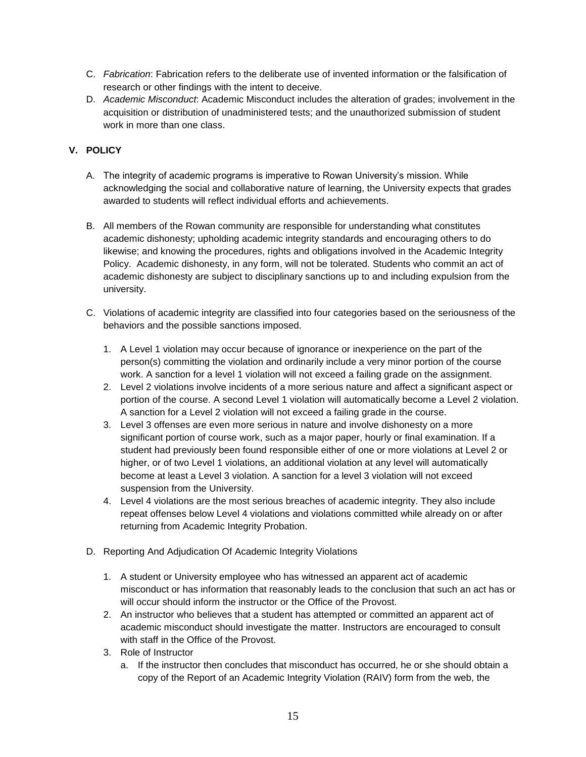C. *Fabrication*: Fabrication refers to the deliberate use of invented information or the falsification of research or other findings with the intent to deceive.

D. *Academic Misconduct*: Academic Misconduct includes the alteration of grades; involvement in the acquisition or distribution of unadministered tests; and the unauthorized submission of student work in more than one class.

## V. POLICY

A. The integrity of academic programs is imperative to Rowan University's mission. While acknowledging the social and collaborative nature of learning, the University expects that grades awarded to students will reflect individual efforts and achievements.

B. All members of the Rowan community are responsible for understanding what constitutes academic dishonesty; upholding academic integrity standards and encouraging others to do likewise; and knowing the procedures, rights and obligations involved in the Academic Integrity Policy. Academic dishonesty, in any form, will not be tolerated. Students who commit an act of academic dishonesty are subject to disciplinary sanctions up to and including expulsion from the university.

C. Violations of academic integrity are classified into four categories based on the seriousness of the behaviors and the possible sanctions imposed.

   1. A Level 1 violation may occur because of ignorance or inexperience on the part of the person(s) committing the violation and ordinarily include a very minor portion of the course work. A sanction for a level 1 violation will not exceed a failing grade on the assignment.
   2. Level 2 violations involve incidents of a more serious nature and affect a significant aspect or portion of the course. A second Level 1 violation will automatically become a Level 2 violation. A sanction for a Level 2 violation will not exceed a failing grade in the course.
   3. Level 3 offenses are even more serious in nature and involve dishonesty on a more significant portion of course work, such as a major paper, hourly or final examination. If a student had previously been found responsible either of one or more violations at Level 2 or higher, or of two Level 1 violations, an additional violation at any level will automatically become at least a Level 3 violation. A sanction for a level 3 violation will not exceed suspension from the University.
   4. Level 4 violations are the most serious breaches of academic integrity. They also include repeat offenses below Level 4 violations and violations committed while already on or after returning from Academic Integrity Probation.

D. Reporting And Adjudication Of Academic Integrity Violations

   1. A student or University employee who has witnessed an apparent act of academic misconduct or has information that reasonably leads to the conclusion that such an act has or will occur should inform the instructor or the Office of the Provost.
   2. An instructor who believes that a student has attempted or committed an apparent act of academic misconduct should investigate the matter. Instructors are encouraged to consult with staff in the Office of the Provost.
   3. Role of Instructor
      a. If the instructor then concludes that misconduct has occurred, he or she should obtain a copy of the Report of an Academic Integrity Violation (RAIV) form from the web, the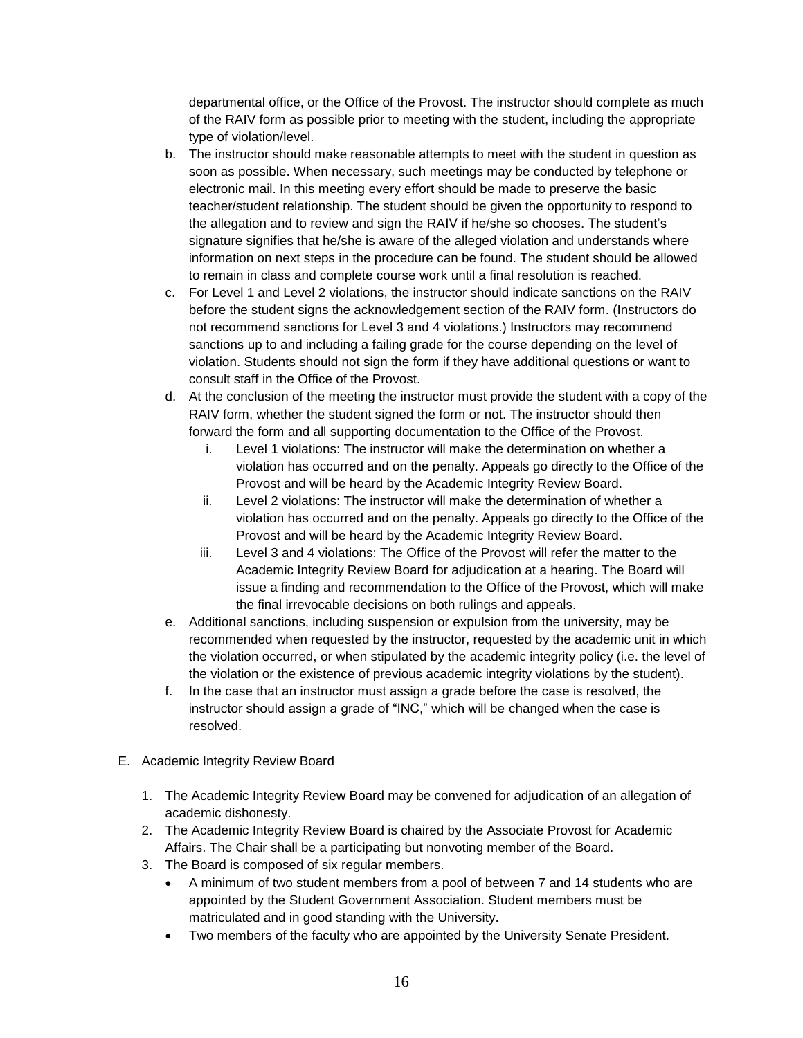departmental office, or the Office of the Provost. The instructor should complete as much of the RAIV form as possible prior to meeting with the student, including the appropriate type of violation/level.

b. The instructor should make reasonable attempts to meet with the student in question as soon as possible. When necessary, such meetings may be conducted by telephone or electronic mail. In this meeting every effort should be made to preserve the basic teacher/student relationship. The student should be given the opportunity to respond to the allegation and to review and sign the RAIV if he/she so chooses. The student's signature signifies that he/she is aware of the alleged violation and understands where information on next steps in the procedure can be found. The student should be allowed to remain in class and complete course work until a final resolution is reached.

c. For Level 1 and Level 2 violations, the instructor should indicate sanctions on the RAIV before the student signs the acknowledgement section of the RAIV form. (Instructors do not recommend sanctions for Level 3 and 4 violations.) Instructors may recommend sanctions up to and including a failing grade for the course depending on the level of violation. Students should not sign the form if they have additional questions or want to consult staff in the Office of the Provost.

d. At the conclusion of the meeting the instructor must provide the student with a copy of the RAIV form, whether the student signed the form or not. The instructor should then forward the form and all supporting documentation to the Office of the Provost.

    i. Level 1 violations: The instructor will make the determination on whether a violation has occurred and on the penalty. Appeals go directly to the Office of the Provost and will be heard by the Academic Integrity Review Board.

    ii. Level 2 violations: The instructor will make the determination of whether a violation has occurred and on the penalty. Appeals go directly to the Office of the Provost and will be heard by the Academic Integrity Review Board.

    iii. Level 3 and 4 violations: The Office of the Provost will refer the matter to the Academic Integrity Review Board for adjudication at a hearing. The Board will issue a finding and recommendation to the Office of the Provost, which will make the final irrevocable decisions on both rulings and appeals.

e. Additional sanctions, including suspension or expulsion from the university, may be recommended when requested by the instructor, requested by the academic unit in which the violation occurred, or when stipulated by the academic integrity policy (i.e. the level of the violation or the existence of previous academic integrity violations by the student).

f. In the case that an instructor must assign a grade before the case is resolved, the instructor should assign a grade of "INC," which will be changed when the case is resolved.

E. Academic Integrity Review Board

1. The Academic Integrity Review Board may be convened for adjudication of an allegation of academic dishonesty.
2. The Academic Integrity Review Board is chaired by the Associate Provost for Academic Affairs. The Chair shall be a participating but nonvoting member of the Board.
3. The Board is composed of six regular members.
    - A minimum of two student members from a pool of between 7 and 14 students who are appointed by the Student Government Association. Student members must be matriculated and in good standing with the University.
    - Two members of the faculty who are appointed by the University Senate President.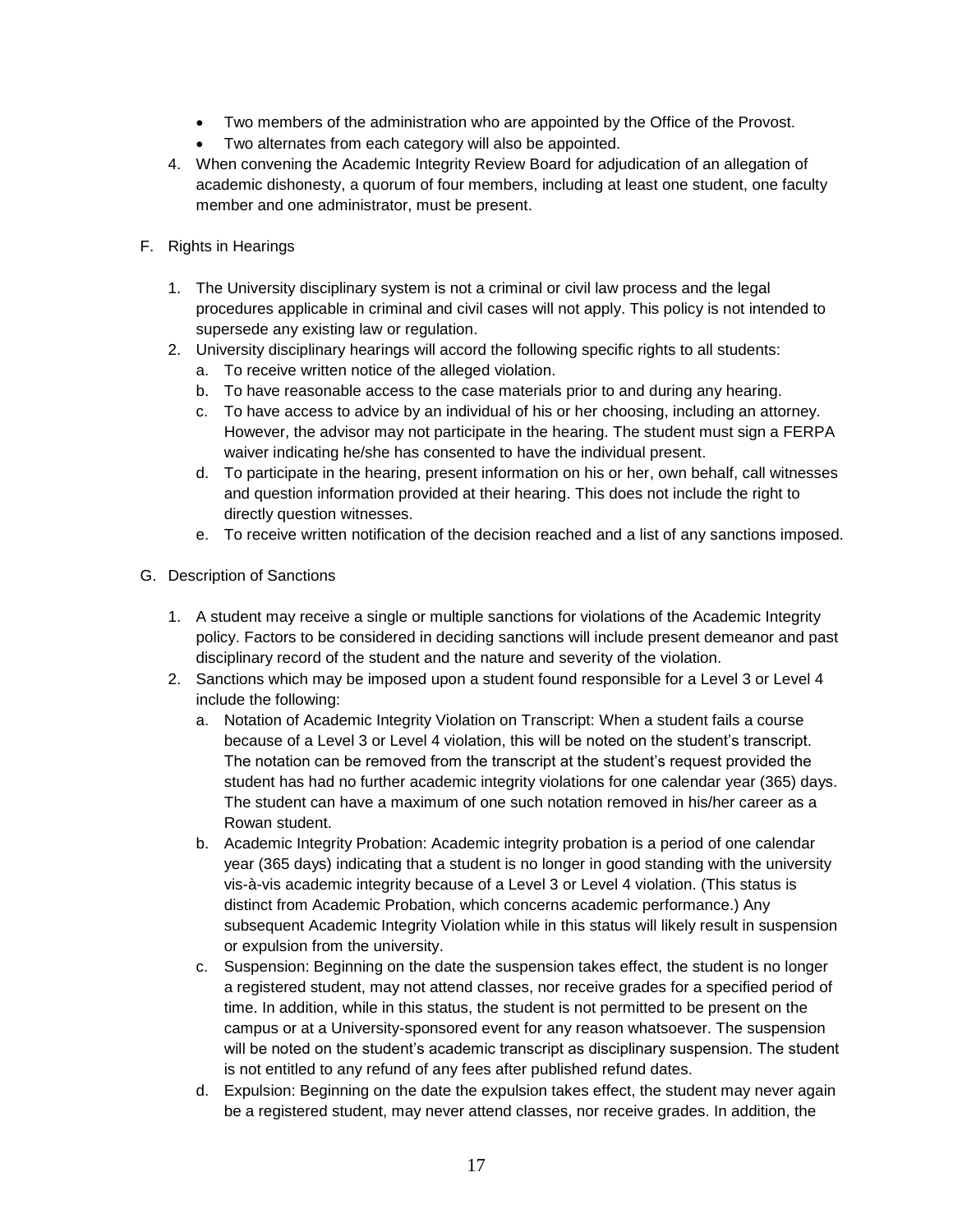- Two members of the administration who are appointed by the Office of the Provost.
- Two alternates from each category will also be appointed.

4. When convening the Academic Integrity Review Board for adjudication of an allegation of academic dishonesty, a quorum of four members, including at least one student, one faculty member and one administrator, must be present.

F. Rights in Hearings

1. The University disciplinary system is not a criminal or civil law process and the legal procedures applicable in criminal and civil cases will not apply. This policy is not intended to supersede any existing law or regulation.
2. University disciplinary hearings will accord the following specific rights to all students:
   a. To receive written notice of the alleged violation.
   b. To have reasonable access to the case materials prior to and during any hearing.
   c. To have access to advice by an individual of his or her choosing, including an attorney. However, the advisor may not participate in the hearing. The student must sign a FERPA waiver indicating he/she has consented to have the individual present.
   d. To participate in the hearing, present information on his or her, own behalf, call witnesses and question information provided at their hearing. This does not include the right to directly question witnesses.
   e. To receive written notification of the decision reached and a list of any sanctions imposed.

G. Description of Sanctions

1. A student may receive a single or multiple sanctions for violations of the Academic Integrity policy. Factors to be considered in deciding sanctions will include present demeanor and past disciplinary record of the student and the nature and severity of the violation.
2. Sanctions which may be imposed upon a student found responsible for a Level 3 or Level 4 include the following:
   a. Notation of Academic Integrity Violation on Transcript: When a student fails a course because of a Level 3 or Level 4 violation, this will be noted on the student's transcript. The notation can be removed from the transcript at the student's request provided the student has had no further academic integrity violations for one calendar year (365) days. The student can have a maximum of one such notation removed in his/her career as a Rowan student.
   b. Academic Integrity Probation: Academic integrity probation is a period of one calendar year (365 days) indicating that a student is no longer in good standing with the university vis-à-vis academic integrity because of a Level 3 or Level 4 violation. (This status is distinct from Academic Probation, which concerns academic performance.) Any subsequent Academic Integrity Violation while in this status will likely result in suspension or expulsion from the university.
   c. Suspension: Beginning on the date the suspension takes effect, the student is no longer a registered student, may not attend classes, nor receive grades for a specified period of time. In addition, while in this status, the student is not permitted to be present on the campus or at a University-sponsored event for any reason whatsoever. The suspension will be noted on the student's academic transcript as disciplinary suspension. The student is not entitled to any refund of any fees after published refund dates.
   d. Expulsion: Beginning on the date the expulsion takes effect, the student may never again be a registered student, may never attend classes, nor receive grades. In addition, the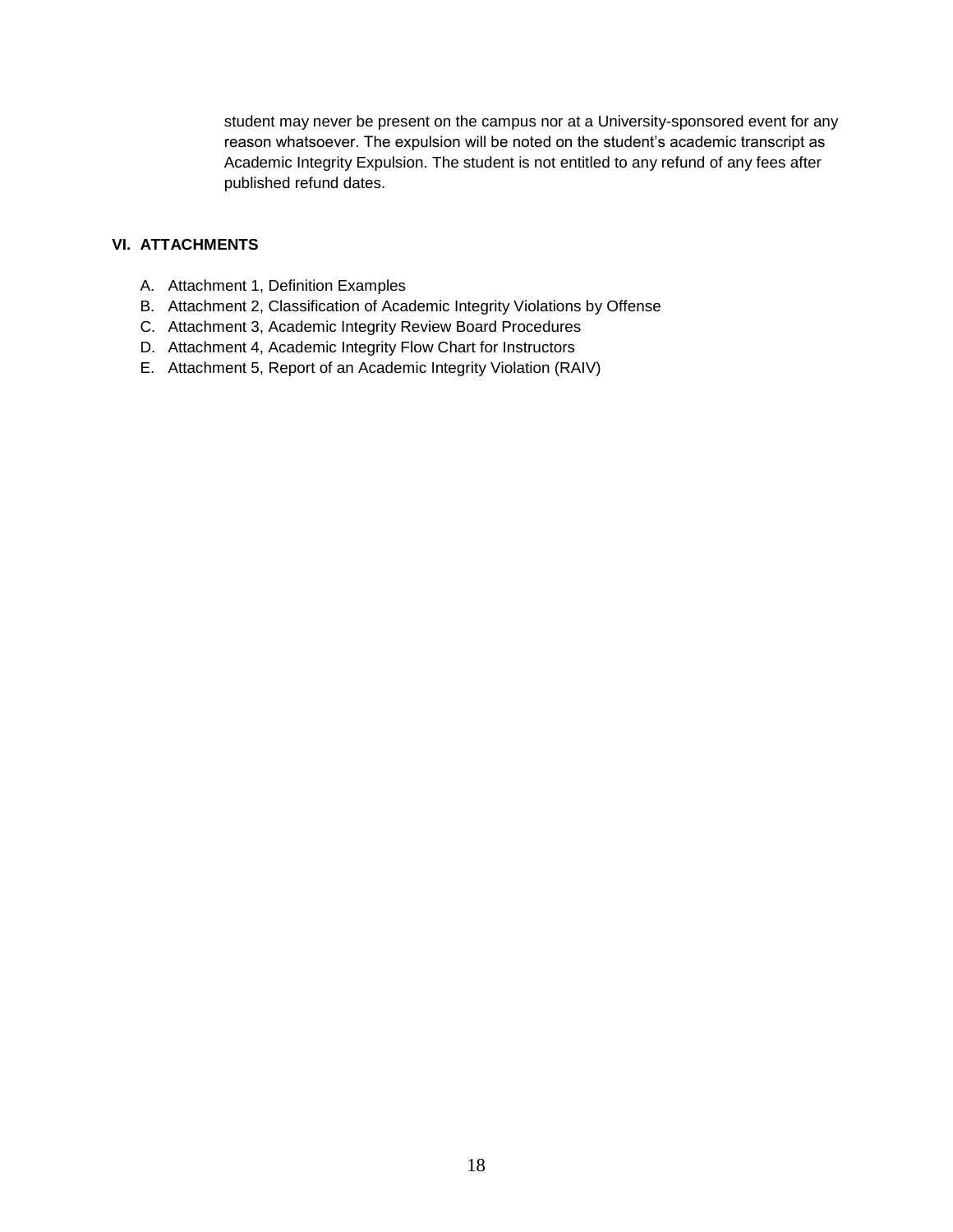student may never be present on the campus nor at a University-sponsored event for any reason whatsoever. The expulsion will be noted on the student's academic transcript as Academic Integrity Expulsion. The student is not entitled to any refund of any fees after published refund dates.

## VI. ATTACHMENTS

A. Attachment 1, Definition Examples
B. Attachment 2, Classification of Academic Integrity Violations by Offense
C. Attachment 3, Academic Integrity Review Board Procedures
D. Attachment 4, Academic Integrity Flow Chart for Instructors
E. Attachment 5, Report of an Academic Integrity Violation (RAIV)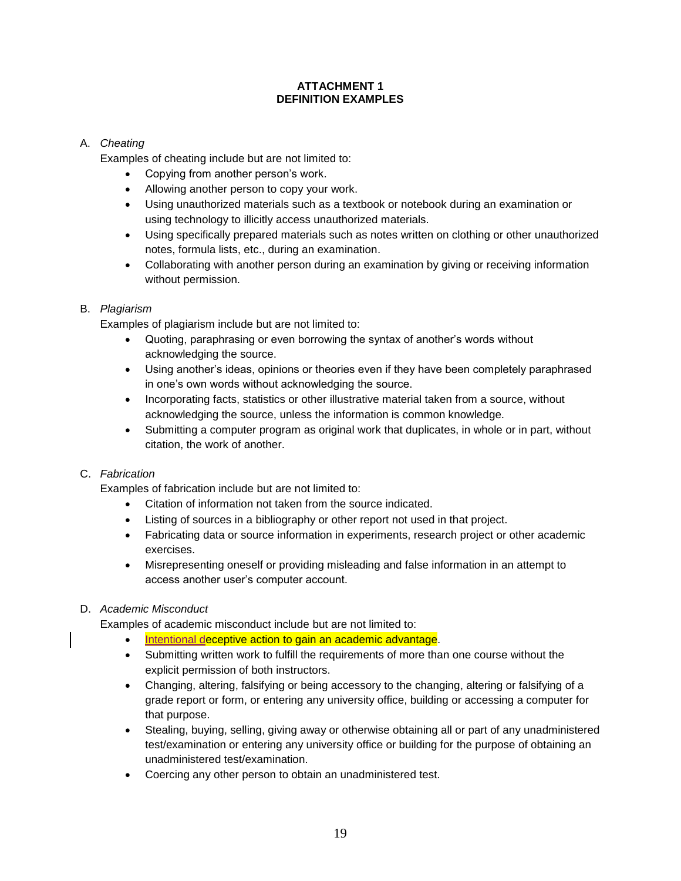**ATTACHMENT 1**
**DEFINITION EXAMPLES**

A. *Cheating*

Examples of cheating include but are not limited to:

- Copying from another person's work.
- Allowing another person to copy your work.
- Using unauthorized materials such as a textbook or notebook during an examination or using technology to illicitly access unauthorized materials.
- Using specifically prepared materials such as notes written on clothing or other unauthorized notes, formula lists, etc., during an examination.
- Collaborating with another person during an examination by giving or receiving information without permission.

B. *Plagiarism*

Examples of plagiarism include but are not limited to:

- Quoting, paraphrasing or even borrowing the syntax of another's words without acknowledging the source.
- Using another's ideas, opinions or theories even if they have been completely paraphrased in one's own words without acknowledging the source.
- Incorporating facts, statistics or other illustrative material taken from a source, without acknowledging the source, unless the information is common knowledge.
- Submitting a computer program as original work that duplicates, in whole or in part, without citation, the work of another.

C. *Fabrication*

Examples of fabrication include but are not limited to:

- Citation of information not taken from the source indicated.
- Listing of sources in a bibliography or other report not used in that project.
- Fabricating data or source information in experiments, research project or other academic exercises.
- Misrepresenting oneself or providing misleading and false information in an attempt to access another user's computer account.

D. *Academic Misconduct*

Examples of academic misconduct include but are not limited to:

- Intentional deceptive action to gain an academic advantage.
- Submitting written work to fulfill the requirements of more than one course without the explicit permission of both instructors.
- Changing, altering, falsifying or being accessory to the changing, altering or falsifying of a grade report or form, or entering any university office, building or accessing a computer for that purpose.
- Stealing, buying, selling, giving away or otherwise obtaining all or part of any unadministered test/examination or entering any university office or building for the purpose of obtaining an unadministered test/examination.
- Coercing any other person to obtain an unadministered test.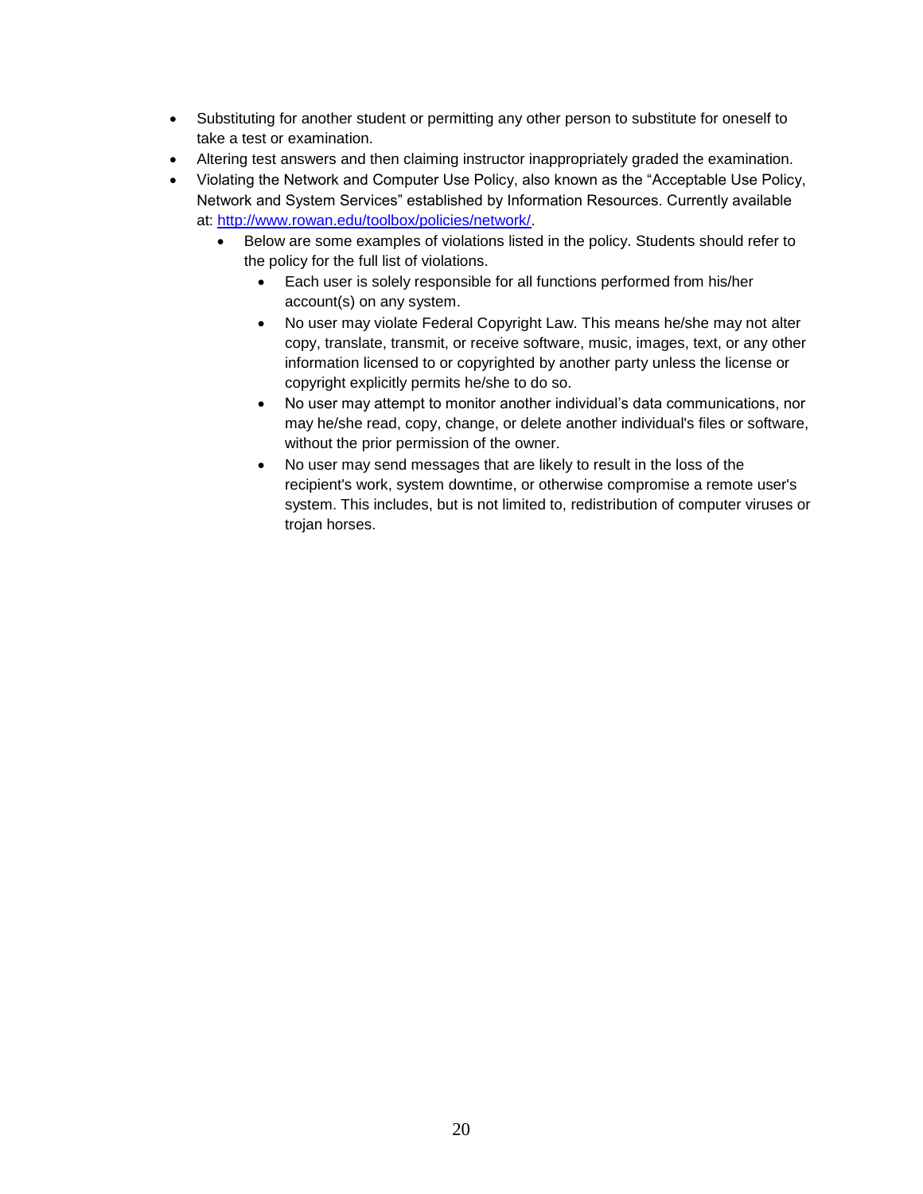- Substituting for another student or permitting any other person to substitute for oneself to take a test or examination.
- Altering test answers and then claiming instructor inappropriately graded the examination.
- Violating the Network and Computer Use Policy, also known as the "Acceptable Use Policy, Network and System Services" established by Information Resources. Currently available at: [http://www.rowan.edu/toolbox/policies/network/](http://www.rowan.edu/toolbox/policies/network/).
  - Below are some examples of violations listed in the policy. Students should refer to the policy for the full list of violations.
    - Each user is solely responsible for all functions performed from his/her account(s) on any system.
    - No user may violate Federal Copyright Law. This means he/she may not alter copy, translate, transmit, or receive software, music, images, text, or any other information licensed to or copyrighted by another party unless the license or copyright explicitly permits he/she to do so.
    - No user may attempt to monitor another individual's data communications, nor may he/she read, copy, change, or delete another individual's files or software, without the prior permission of the owner.
    - No user may send messages that are likely to result in the loss of the recipient's work, system downtime, or otherwise compromise a remote user's system. This includes, but is not limited to, redistribution of computer viruses or trojan horses.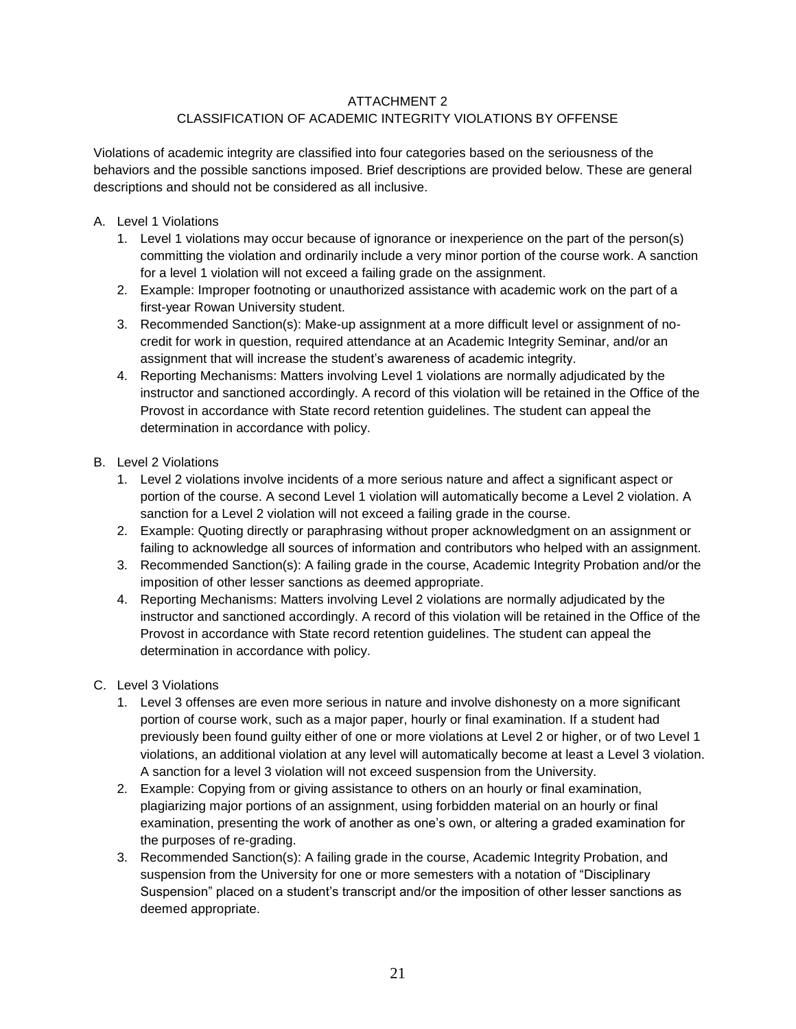# ATTACHMENT 2
## CLASSIFICATION OF ACADEMIC INTEGRITY VIOLATIONS BY OFFENSE

Violations of academic integrity are classified into four categories based on the seriousness of the behaviors and the possible sanctions imposed. Brief descriptions are provided below. These are general descriptions and should not be considered as all inclusive.

A. Level 1 Violations
   1. Level 1 violations may occur because of ignorance or inexperience on the part of the person(s) committing the violation and ordinarily include a very minor portion of the course work. A sanction for a level 1 violation will not exceed a failing grade on the assignment.
   2. Example: Improper footnoting or unauthorized assistance with academic work on the part of a first-year Rowan University student.
   3. Recommended Sanction(s): Make-up assignment at a more difficult level or assignment of no-credit for work in question, required attendance at an Academic Integrity Seminar, and/or an assignment that will increase the student's awareness of academic integrity.
   4. Reporting Mechanisms: Matters involving Level 1 violations are normally adjudicated by the instructor and sanctioned accordingly. A record of this violation will be retained in the Office of the Provost in accordance with State record retention guidelines. The student can appeal the determination in accordance with policy.

B. Level 2 Violations
   1. Level 2 violations involve incidents of a more serious nature and affect a significant aspect or portion of the course. A second Level 1 violation will automatically become a Level 2 violation. A sanction for a Level 2 violation will not exceed a failing grade in the course.
   2. Example: Quoting directly or paraphrasing without proper acknowledgment on an assignment or failing to acknowledge all sources of information and contributors who helped with an assignment.
   3. Recommended Sanction(s): A failing grade in the course, Academic Integrity Probation and/or the imposition of other lesser sanctions as deemed appropriate.
   4. Reporting Mechanisms: Matters involving Level 2 violations are normally adjudicated by the instructor and sanctioned accordingly. A record of this violation will be retained in the Office of the Provost in accordance with State record retention guidelines. The student can appeal the determination in accordance with policy.

C. Level 3 Violations
   1. Level 3 offenses are even more serious in nature and involve dishonesty on a more significant portion of course work, such as a major paper, hourly or final examination. If a student had previously been found guilty either of one or more violations at Level 2 or higher, or of two Level 1 violations, an additional violation at any level will automatically become at least a Level 3 violation. A sanction for a level 3 violation will not exceed suspension from the University.
   2. Example: Copying from or giving assistance to others on an hourly or final examination, plagiarizing major portions of an assignment, using forbidden material on an hourly or final examination, presenting the work of another as one's own, or altering a graded examination for the purposes of re-grading.
   3. Recommended Sanction(s): A failing grade in the course, Academic Integrity Probation, and suspension from the University for one or more semesters with a notation of "Disciplinary Suspension" placed on a student's transcript and/or the imposition of other lesser sanctions as deemed appropriate.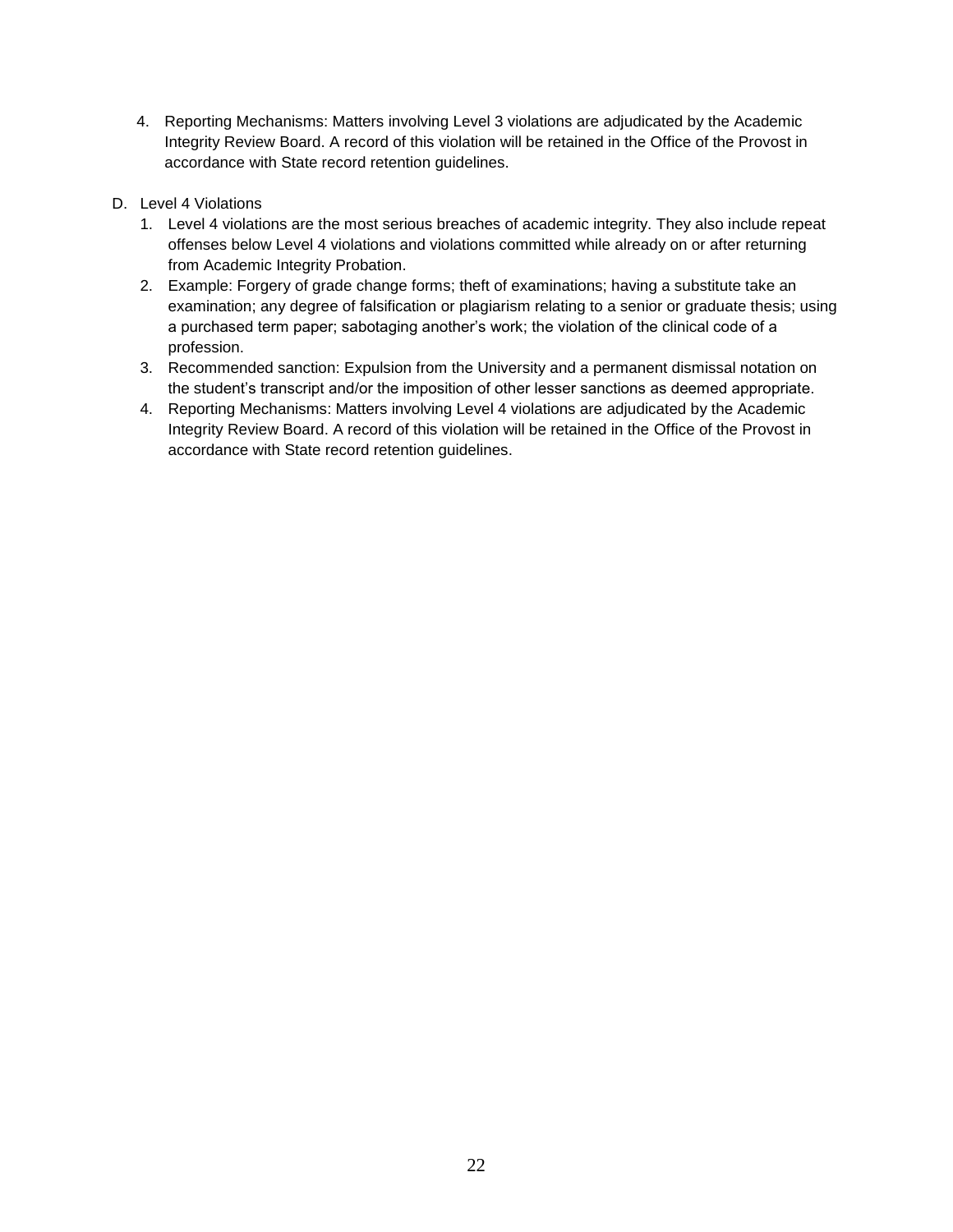4. Reporting Mechanisms: Matters involving Level 3 violations are adjudicated by the Academic Integrity Review Board. A record of this violation will be retained in the Office of the Provost in accordance with State record retention guidelines.

D. Level 4 Violations

1. Level 4 violations are the most serious breaches of academic integrity. They also include repeat offenses below Level 4 violations and violations committed while already on or after returning from Academic Integrity Probation.
2. Example: Forgery of grade change forms; theft of examinations; having a substitute take an examination; any degree of falsification or plagiarism relating to a senior or graduate thesis; using a purchased term paper; sabotaging another's work; the violation of the clinical code of a profession.
3. Recommended sanction: Expulsion from the University and a permanent dismissal notation on the student's transcript and/or the imposition of other lesser sanctions as deemed appropriate.
4. Reporting Mechanisms: Matters involving Level 4 violations are adjudicated by the Academic Integrity Review Board. A record of this violation will be retained in the Office of the Provost in accordance with State record retention guidelines.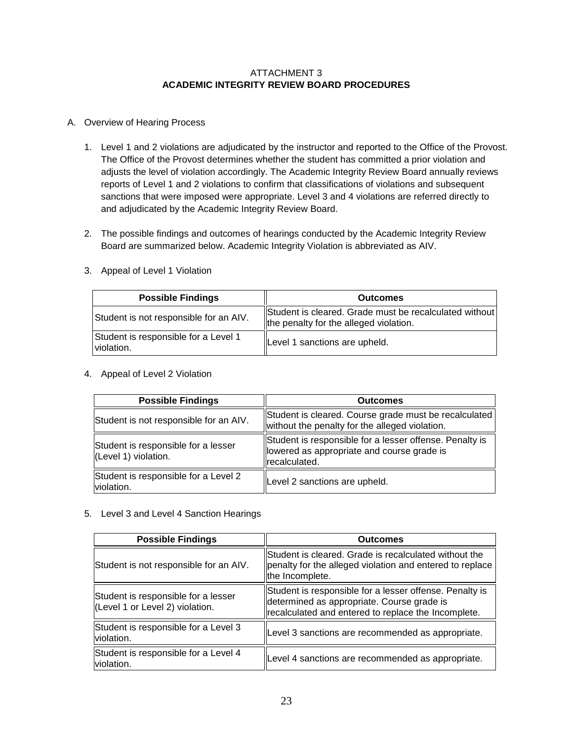ATTACHMENT 3

**ACADEMIC INTEGRITY REVIEW BOARD PROCEDURES**

A. Overview of Hearing Process

1. Level 1 and 2 violations are adjudicated by the instructor and reported to the Office of the Provost. The Office of the Provost determines whether the student has committed a prior violation and adjusts the level of violation accordingly. The Academic Integrity Review Board annually reviews reports of Level 1 and 2 violations to confirm that classifications of violations and subsequent sanctions that were imposed were appropriate. Level 3 and 4 violations are referred directly to and adjudicated by the Academic Integrity Review Board.

2. The possible findings and outcomes of hearings conducted by the Academic Integrity Review Board are summarized below. Academic Integrity Violation is abbreviated as AIV.

3. Appeal of Level 1 Violation

| Possible Findings | Outcomes |
|---|---|
| Student is not responsible for an AIV. | Student is cleared. Grade must be recalculated without the penalty for the alleged violation. |
| Student is responsible for a Level 1 violation. | Level 1 sanctions are upheld. |

4. Appeal of Level 2 Violation

| Possible Findings | Outcomes |
|---|---|
| Student is not responsible for an AIV. | Student is cleared. Course grade must be recalculated without the penalty for the alleged violation. |
| Student is responsible for a lesser (Level 1) violation. | Student is responsible for a lesser offense. Penalty is lowered as appropriate and course grade is recalculated. |
| Student is responsible for a Level 2 violation. | Level 2 sanctions are upheld. |

5. Level 3 and Level 4 Sanction Hearings

| Possible Findings | Outcomes |
|---|---|
| Student is not responsible for an AIV. | Student is cleared. Grade is recalculated without the penalty for the alleged violation and entered to replace the Incomplete. |
| Student is responsible for a lesser (Level 1 or Level 2) violation. | Student is responsible for a lesser offense. Penalty is determined as appropriate. Course grade is recalculated and entered to replace the Incomplete. |
| Student is responsible for a Level 3 violation. | Level 3 sanctions are recommended as appropriate. |
| Student is responsible for a Level 4 violation. | Level 4 sanctions are recommended as appropriate. |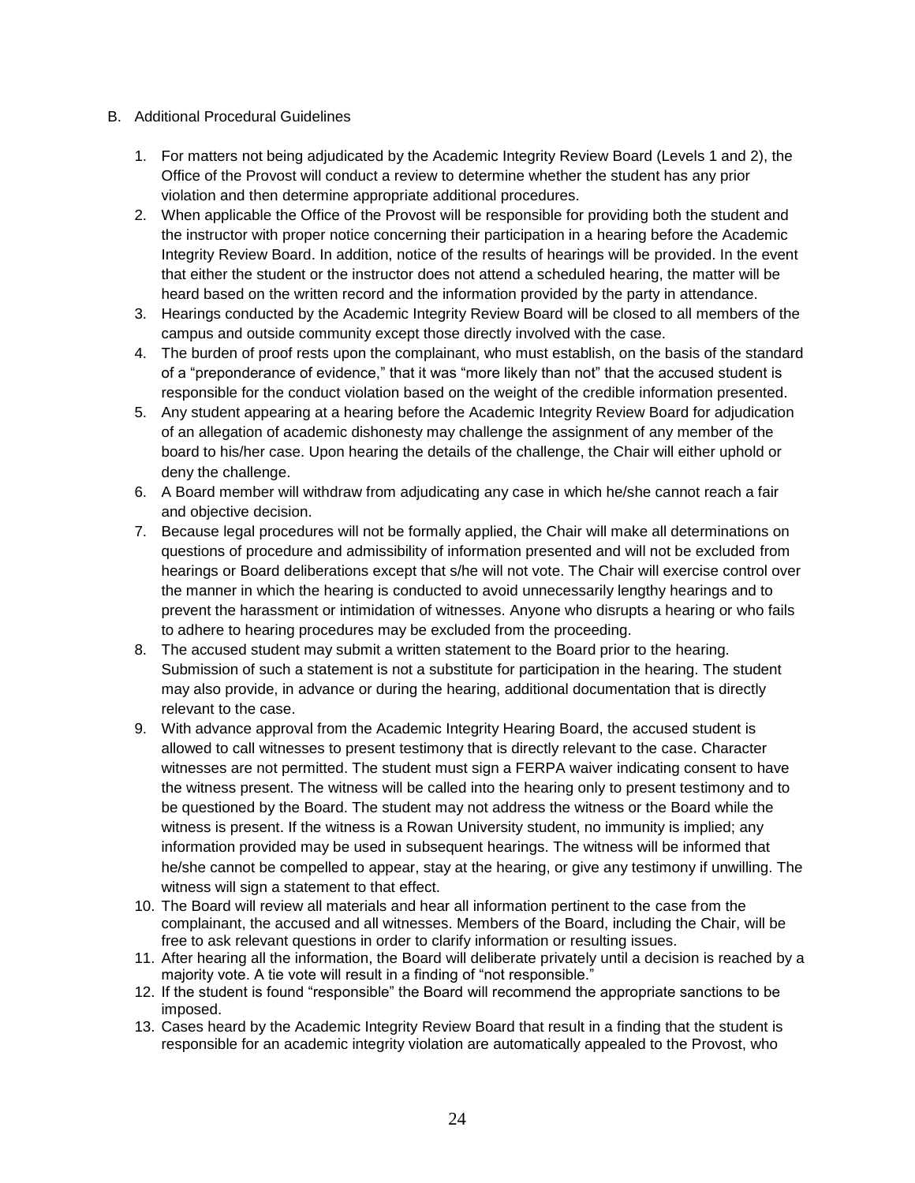B. Additional Procedural Guidelines

1. For matters not being adjudicated by the Academic Integrity Review Board (Levels 1 and 2), the Office of the Provost will conduct a review to determine whether the student has any prior violation and then determine appropriate additional procedures.
2. When applicable the Office of the Provost will be responsible for providing both the student and the instructor with proper notice concerning their participation in a hearing before the Academic Integrity Review Board. In addition, notice of the results of hearings will be provided. In the event that either the student or the instructor does not attend a scheduled hearing, the matter will be heard based on the written record and the information provided by the party in attendance.
3. Hearings conducted by the Academic Integrity Review Board will be closed to all members of the campus and outside community except those directly involved with the case.
4. The burden of proof rests upon the complainant, who must establish, on the basis of the standard of a "preponderance of evidence," that it was "more likely than not" that the accused student is responsible for the conduct violation based on the weight of the credible information presented.
5. Any student appearing at a hearing before the Academic Integrity Review Board for adjudication of an allegation of academic dishonesty may challenge the assignment of any member of the board to his/her case. Upon hearing the details of the challenge, the Chair will either uphold or deny the challenge.
6. A Board member will withdraw from adjudicating any case in which he/she cannot reach a fair and objective decision.
7. Because legal procedures will not be formally applied, the Chair will make all determinations on questions of procedure and admissibility of information presented and will not be excluded from hearings or Board deliberations except that s/he will not vote. The Chair will exercise control over the manner in which the hearing is conducted to avoid unnecessarily lengthy hearings and to prevent the harassment or intimidation of witnesses. Anyone who disrupts a hearing or who fails to adhere to hearing procedures may be excluded from the proceeding.
8. The accused student may submit a written statement to the Board prior to the hearing. Submission of such a statement is not a substitute for participation in the hearing. The student may also provide, in advance or during the hearing, additional documentation that is directly relevant to the case.
9. With advance approval from the Academic Integrity Hearing Board, the accused student is allowed to call witnesses to present testimony that is directly relevant to the case. Character witnesses are not permitted. The student must sign a FERPA waiver indicating consent to have the witness present. The witness will be called into the hearing only to present testimony and to be questioned by the Board. The student may not address the witness or the Board while the witness is present. If the witness is a Rowan University student, no immunity is implied; any information provided may be used in subsequent hearings. The witness will be informed that he/she cannot be compelled to appear, stay at the hearing, or give any testimony if unwilling. The witness will sign a statement to that effect.
10. The Board will review all materials and hear all information pertinent to the case from the complainant, the accused and all witnesses. Members of the Board, including the Chair, will be free to ask relevant questions in order to clarify information or resulting issues.
11. After hearing all the information, the Board will deliberate privately until a decision is reached by a majority vote. A tie vote will result in a finding of "not responsible."
12. If the student is found "responsible" the Board will recommend the appropriate sanctions to be imposed.
13. Cases heard by the Academic Integrity Review Board that result in a finding that the student is responsible for an academic integrity violation are automatically appealed to the Provost, who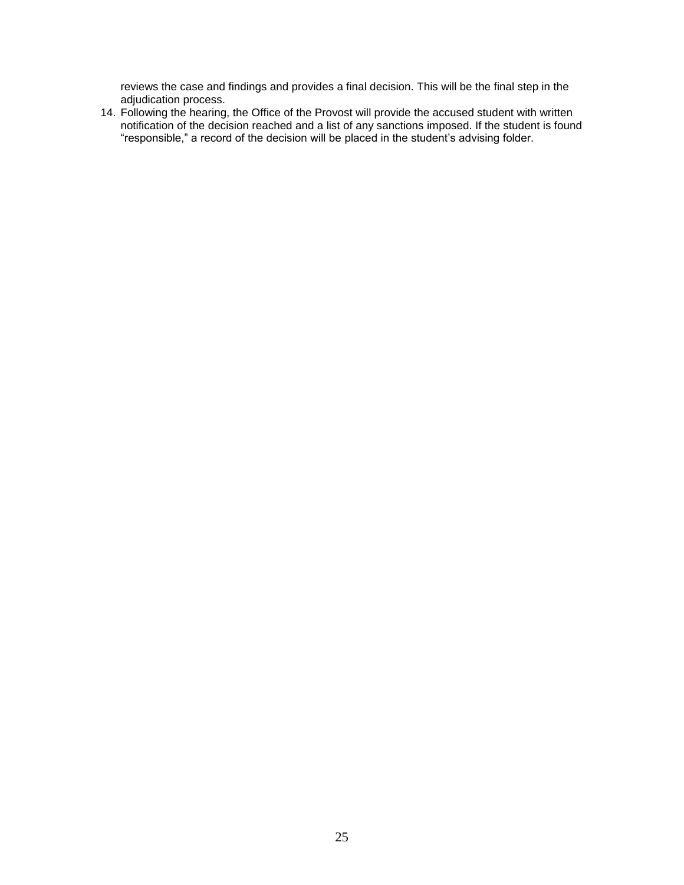reviews the case and findings and provides a final decision. This will be the final step in the adjudication process.

14. Following the hearing, the Office of the Provost will provide the accused student with written notification of the decision reached and a list of any sanctions imposed. If the student is found "responsible," a record of the decision will be placed in the student's advising folder.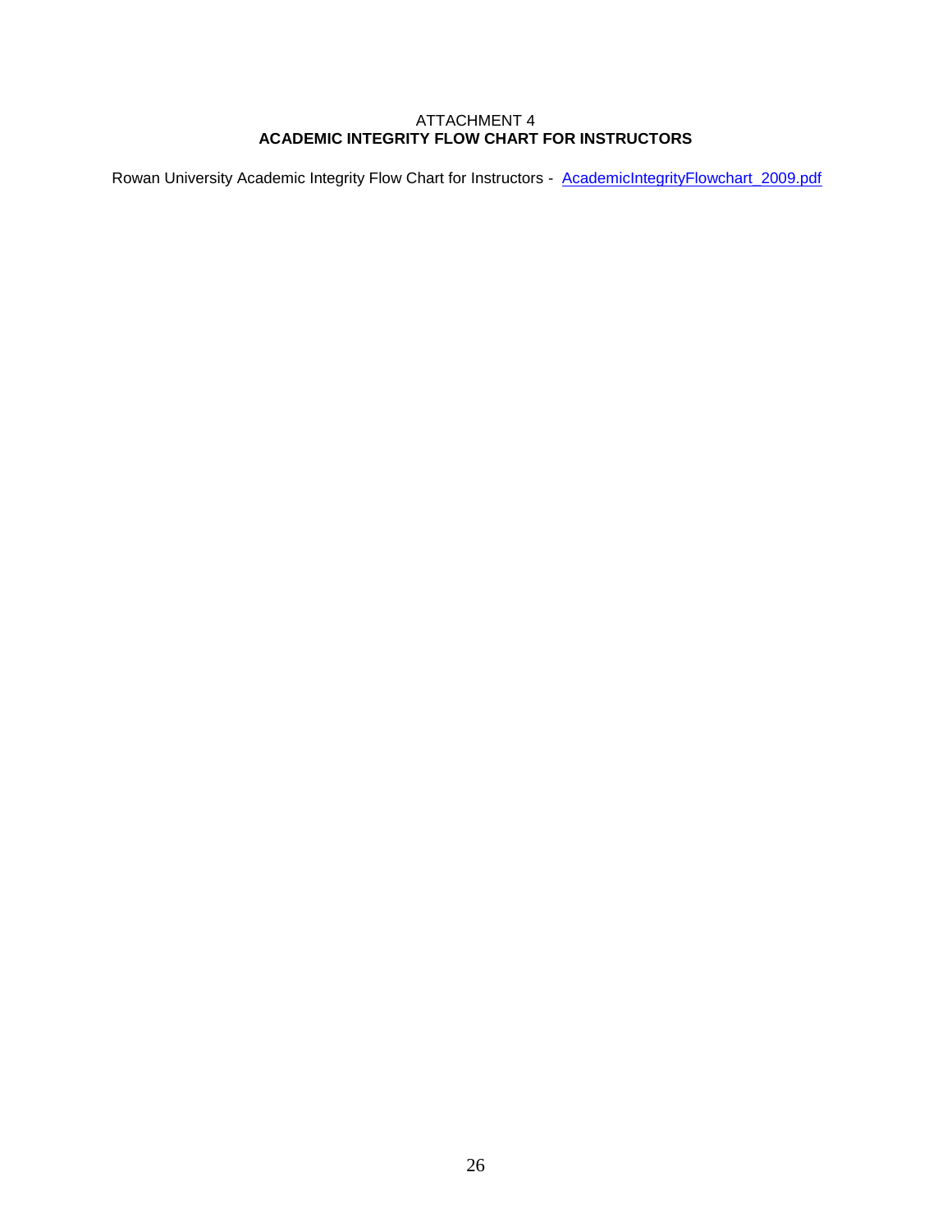ATTACHMENT 4

## ACADEMIC INTEGRITY FLOW CHART FOR INSTRUCTORS

Rowan University Academic Integrity Flow Chart for Instructors - AcademicIntegrityFlowchart_2009.pdf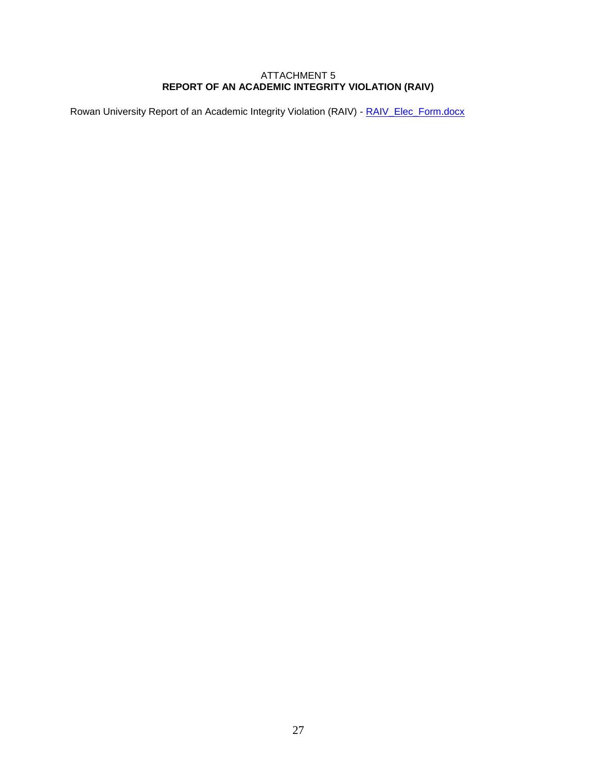ATTACHMENT 5

**REPORT OF AN ACADEMIC INTEGRITY VIOLATION (RAIV)**

Rowan University Report of an Academic Integrity Violation (RAIV) - RAIV_Elec_Form.docx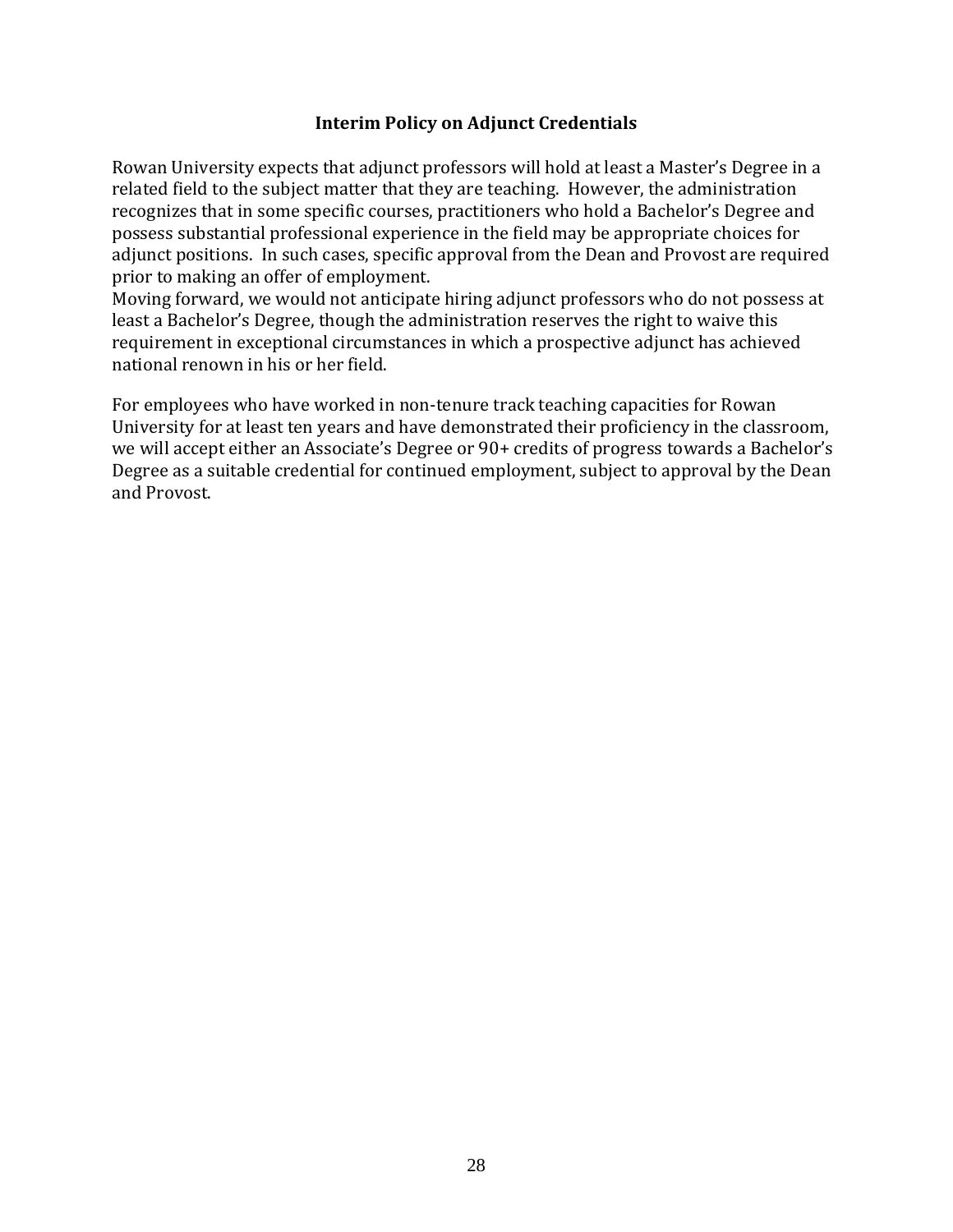## Interim Policy on Adjunct Credentials

Rowan University expects that adjunct professors will hold at least a Master's Degree in a related field to the subject matter that they are teaching. However, the administration recognizes that in some specific courses, practitioners who hold a Bachelor's Degree and possess substantial professional experience in the field may be appropriate choices for adjunct positions. In such cases, specific approval from the Dean and Provost are required prior to making an offer of employment.
Moving forward, we would not anticipate hiring adjunct professors who do not possess at least a Bachelor's Degree, though the administration reserves the right to waive this requirement in exceptional circumstances in which a prospective adjunct has achieved national renown in his or her field.

For employees who have worked in non-tenure track teaching capacities for Rowan University for at least ten years and have demonstrated their proficiency in the classroom, we will accept either an Associate's Degree or 90+ credits of progress towards a Bachelor's Degree as a suitable credential for continued employment, subject to approval by the Dean and Provost.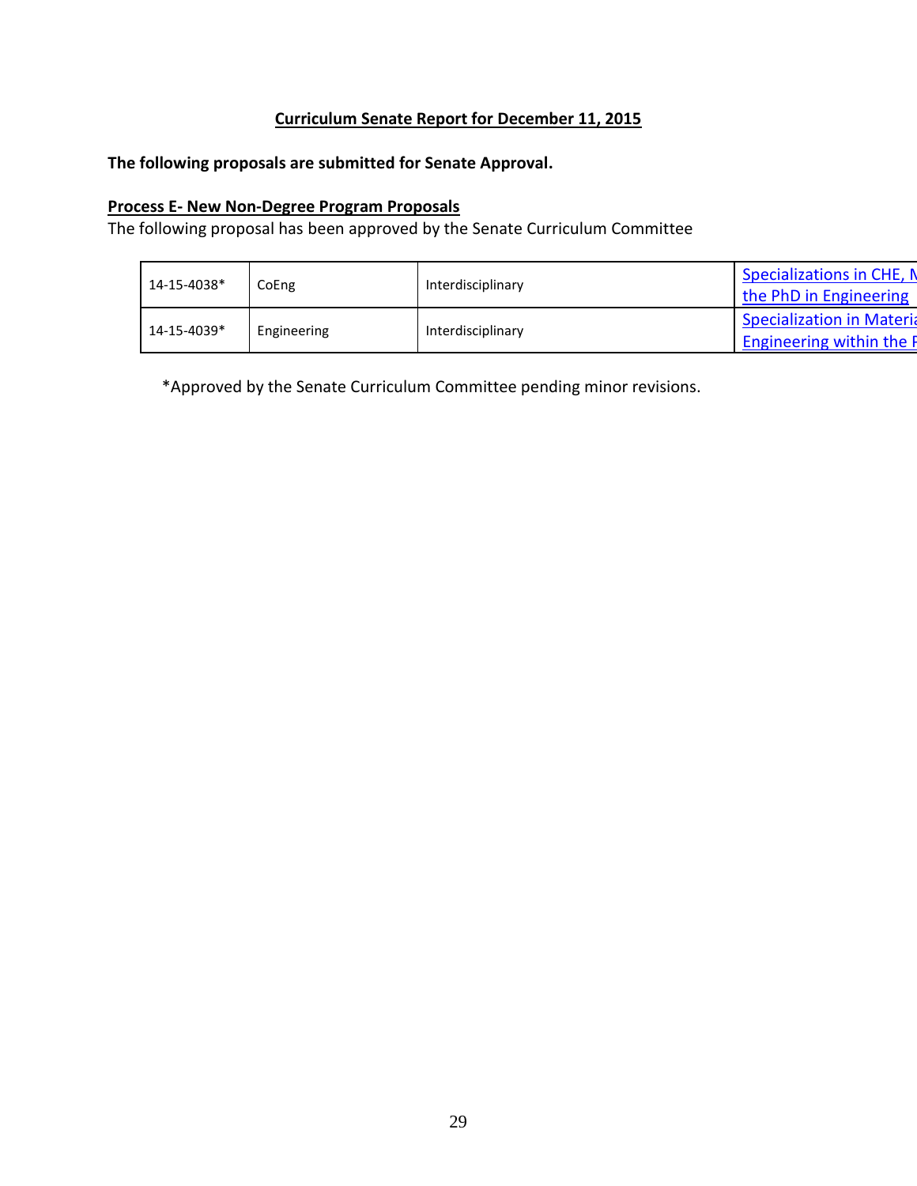**Curriculum Senate Report for December 11, 2015**

**The following proposals are submitted for Senate Approval.**

**Process E- New Non-Degree Program Proposals**

The following proposal has been approved by the Senate Curriculum Committee

| | | | |
|---|---|---|---|
| 14-15-4038* | CoEng | Interdisciplinary | Specializations in CHE, M the PhD in Engineering |
| 14-15-4039* | Engineering | Interdisciplinary | Specialization in Materia Engineering within the P |

*Approved by the Senate Curriculum Committee pending minor revisions.